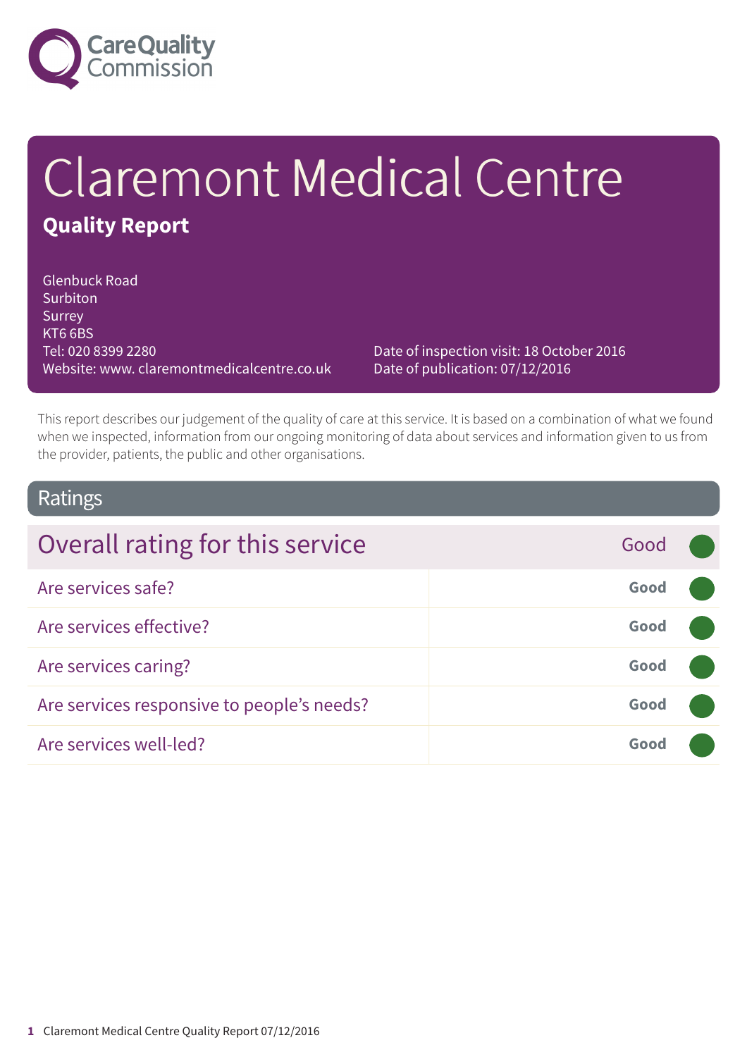# Claremont Medical Centre

## Quality Report

Glenbuck Road
Surbiton
Surrey
KT6 6BS
Tel: 020 8399 2280
Website: www. claremontmedicalcentre.co.uk

Date of inspection visit: 18 October 2016
Date of publication: 07/12/2016

This report describes our judgement of the quality of care at this service. It is based on a combination of what we found when we inspected, information from our ongoing monitoring of data about services and information given to us from the provider, patients, the public and other organisations.

## Ratings

| Overall rating for this service | Good |
|---|---|
| Are services safe? | Good |
| Are services effective? | Good |
| Are services caring? | Good |
| Are services responsive to people's needs? | Good |
| Are services well-led? | Good |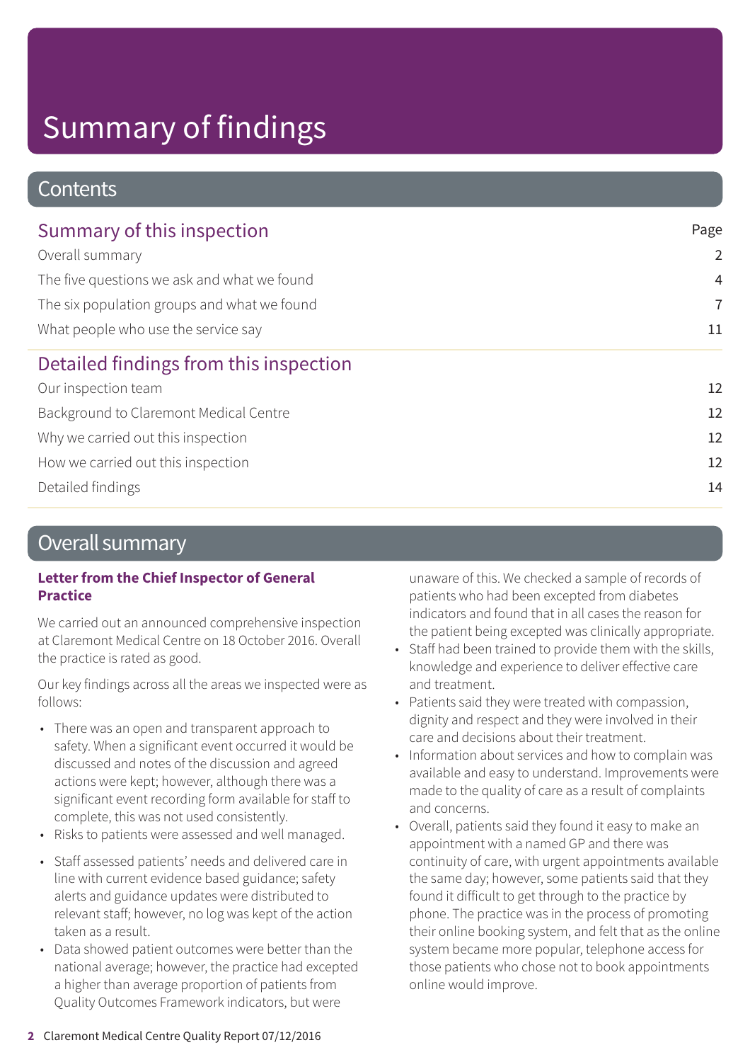# Summary of findings

## Contents

| Summary of this inspection | Page |
|---|---|
| Overall summary | 2 |
| The five questions we ask and what we found | 4 |
| The six population groups and what we found | 7 |
| What people who use the service say | 11 |

| Detailed findings from this inspection | |
|---|---|
| Our inspection team | 12 |
| Background to Claremont Medical Centre | 12 |
| Why we carried out this inspection | 12 |
| How we carried out this inspection | 12 |
| Detailed findings | 14 |

## Overall summary

**Letter from the Chief Inspector of General Practice**

We carried out an announced comprehensive inspection at Claremont Medical Centre on 18 October 2016. Overall the practice is rated as good.

Our key findings across all the areas we inspected were as follows:

- There was an open and transparent approach to safety. When a significant event occurred it would be discussed and notes of the discussion and agreed actions were kept; however, although there was a significant event recording form available for staff to complete, this was not used consistently.
- Risks to patients were assessed and well managed.
- Staff assessed patients' needs and delivered care in line with current evidence based guidance; safety alerts and guidance updates were distributed to relevant staff; however, no log was kept of the action taken as a result.
- Data showed patient outcomes were better than the national average; however, the practice had excepted a higher than average proportion of patients from Quality Outcomes Framework indicators, but were unaware of this. We checked a sample of records of patients who had been excepted from diabetes indicators and found that in all cases the reason for the patient being excepted was clinically appropriate.
- Staff had been trained to provide them with the skills, knowledge and experience to deliver effective care and treatment.
- Patients said they were treated with compassion, dignity and respect and they were involved in their care and decisions about their treatment.
- Information about services and how to complain was available and easy to understand. Improvements were made to the quality of care as a result of complaints and concerns.
- Overall, patients said they found it easy to make an appointment with a named GP and there was continuity of care, with urgent appointments available the same day; however, some patients said that they found it difficult to get through to the practice by phone. The practice was in the process of promoting their online booking system, and felt that as the online system became more popular, telephone access for those patients who chose not to book appointments online would improve.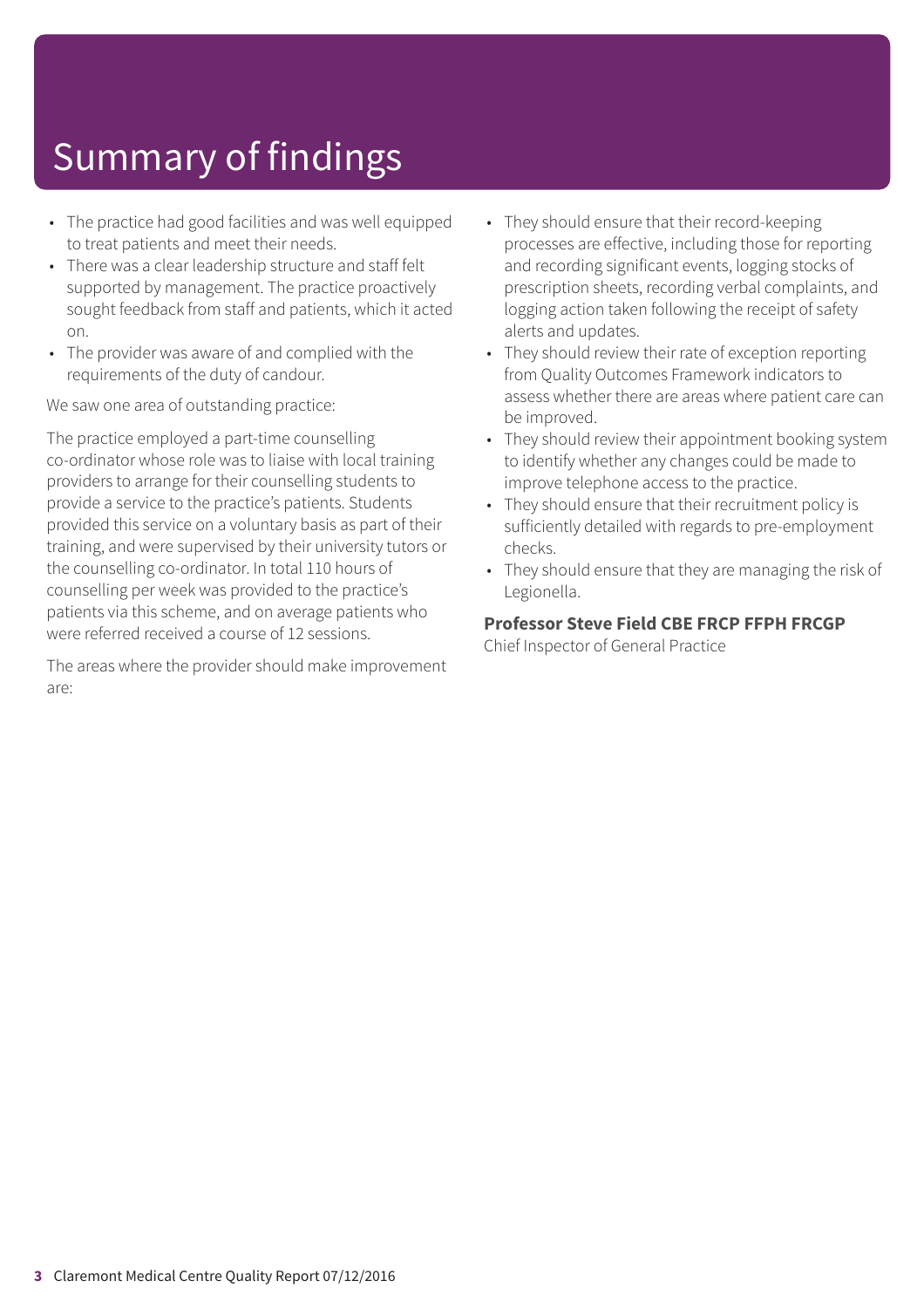# Summary of findings

- The practice had good facilities and was well equipped to treat patients and meet their needs.
- There was a clear leadership structure and staff felt supported by management. The practice proactively sought feedback from staff and patients, which it acted on.
- The provider was aware of and complied with the requirements of the duty of candour.

We saw one area of outstanding practice:

The practice employed a part-time counselling co-ordinator whose role was to liaise with local training providers to arrange for their counselling students to provide a service to the practice's patients. Students provided this service on a voluntary basis as part of their training, and were supervised by their university tutors or the counselling co-ordinator. In total 110 hours of counselling per week was provided to the practice's patients via this scheme, and on average patients who were referred received a course of 12 sessions.

The areas where the provider should make improvement are:

- They should ensure that their record-keeping processes are effective, including those for reporting and recording significant events, logging stocks of prescription sheets, recording verbal complaints, and logging action taken following the receipt of safety alerts and updates.
- They should review their rate of exception reporting from Quality Outcomes Framework indicators to assess whether there are areas where patient care can be improved.
- They should review their appointment booking system to identify whether any changes could be made to improve telephone access to the practice.
- They should ensure that their recruitment policy is sufficiently detailed with regards to pre-employment checks.
- They should ensure that they are managing the risk of Legionella.

**Professor Steve Field CBE FRCP FFPH FRCGP**
Chief Inspector of General Practice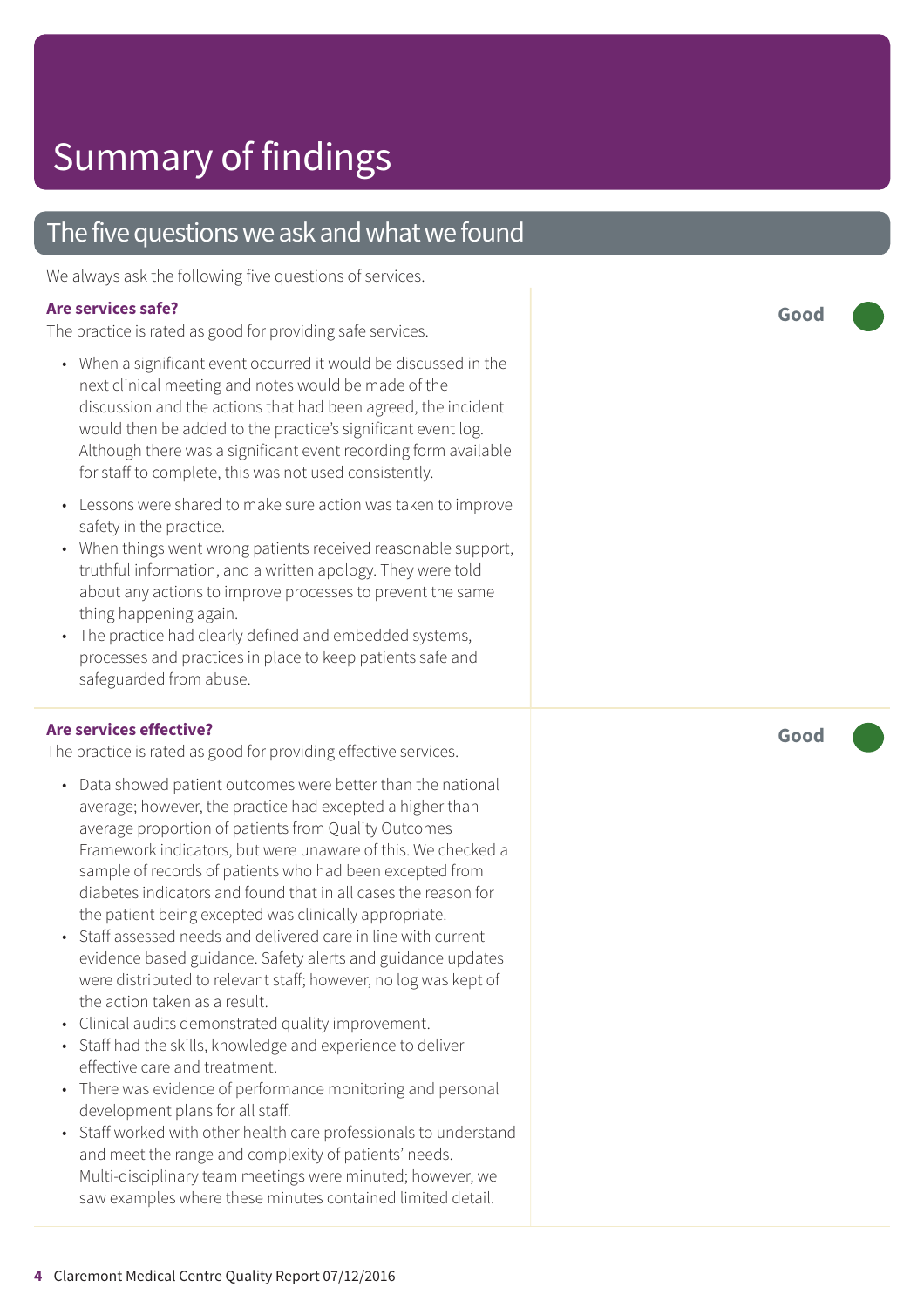# Summary of findings

## The five questions we ask and what we found

We always ask the following five questions of services.

### Are services safe?

**Good**

The practice is rated as good for providing safe services.

- When a significant event occurred it would be discussed in the next clinical meeting and notes would be made of the discussion and the actions that had been agreed, the incident would then be added to the practice's significant event log. Although there was a significant event recording form available for staff to complete, this was not used consistently.
- Lessons were shared to make sure action was taken to improve safety in the practice.
- When things went wrong patients received reasonable support, truthful information, and a written apology. They were told about any actions to improve processes to prevent the same thing happening again.
- The practice had clearly defined and embedded systems, processes and practices in place to keep patients safe and safeguarded from abuse.

### Are services effective?

**Good**

The practice is rated as good for providing effective services.

- Data showed patient outcomes were better than the national average; however, the practice had excepted a higher than average proportion of patients from Quality Outcomes Framework indicators, but were unaware of this. We checked a sample of records of patients who had been excepted from diabetes indicators and found that in all cases the reason for the patient being excepted was clinically appropriate.
- Staff assessed needs and delivered care in line with current evidence based guidance. Safety alerts and guidance updates were distributed to relevant staff; however, no log was kept of the action taken as a result.
- Clinical audits demonstrated quality improvement.
- Staff had the skills, knowledge and experience to deliver effective care and treatment.
- There was evidence of performance monitoring and personal development plans for all staff.
- Staff worked with other health care professionals to understand and meet the range and complexity of patients' needs. Multi-disciplinary team meetings were minuted; however, we saw examples where these minutes contained limited detail.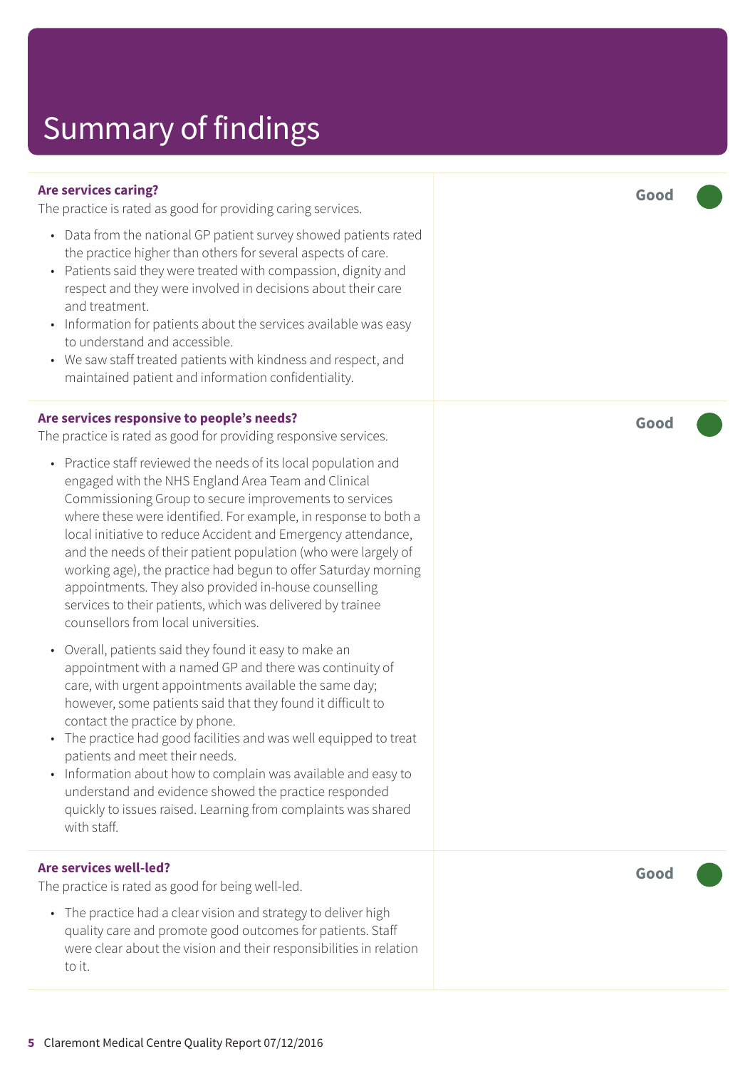# Summary of findings

### Are services caring?

The practice is rated as good for providing caring services.

- Data from the national GP patient survey showed patients rated the practice higher than others for several aspects of care.
- Patients said they were treated with compassion, dignity and respect and they were involved in decisions about their care and treatment.
- Information for patients about the services available was easy to understand and accessible.
- We saw staff treated patients with kindness and respect, and maintained patient and information confidentiality.

**Good**

### Are services responsive to people's needs?

The practice is rated as good for providing responsive services.

- Practice staff reviewed the needs of its local population and engaged with the NHS England Area Team and Clinical Commissioning Group to secure improvements to services where these were identified. For example, in response to both a local initiative to reduce Accident and Emergency attendance, and the needs of their patient population (who were largely of working age), the practice had begun to offer Saturday morning appointments. They also provided in-house counselling services to their patients, which was delivered by trainee counsellors from local universities.
- Overall, patients said they found it easy to make an appointment with a named GP and there was continuity of care, with urgent appointments available the same day; however, some patients said that they found it difficult to contact the practice by phone.
- The practice had good facilities and was well equipped to treat patients and meet their needs.
- Information about how to complain was available and easy to understand and evidence showed the practice responded quickly to issues raised. Learning from complaints was shared with staff.

**Good**

### Are services well-led?

The practice is rated as good for being well-led.

- The practice had a clear vision and strategy to deliver high quality care and promote good outcomes for patients. Staff were clear about the vision and their responsibilities in relation to it.

**Good**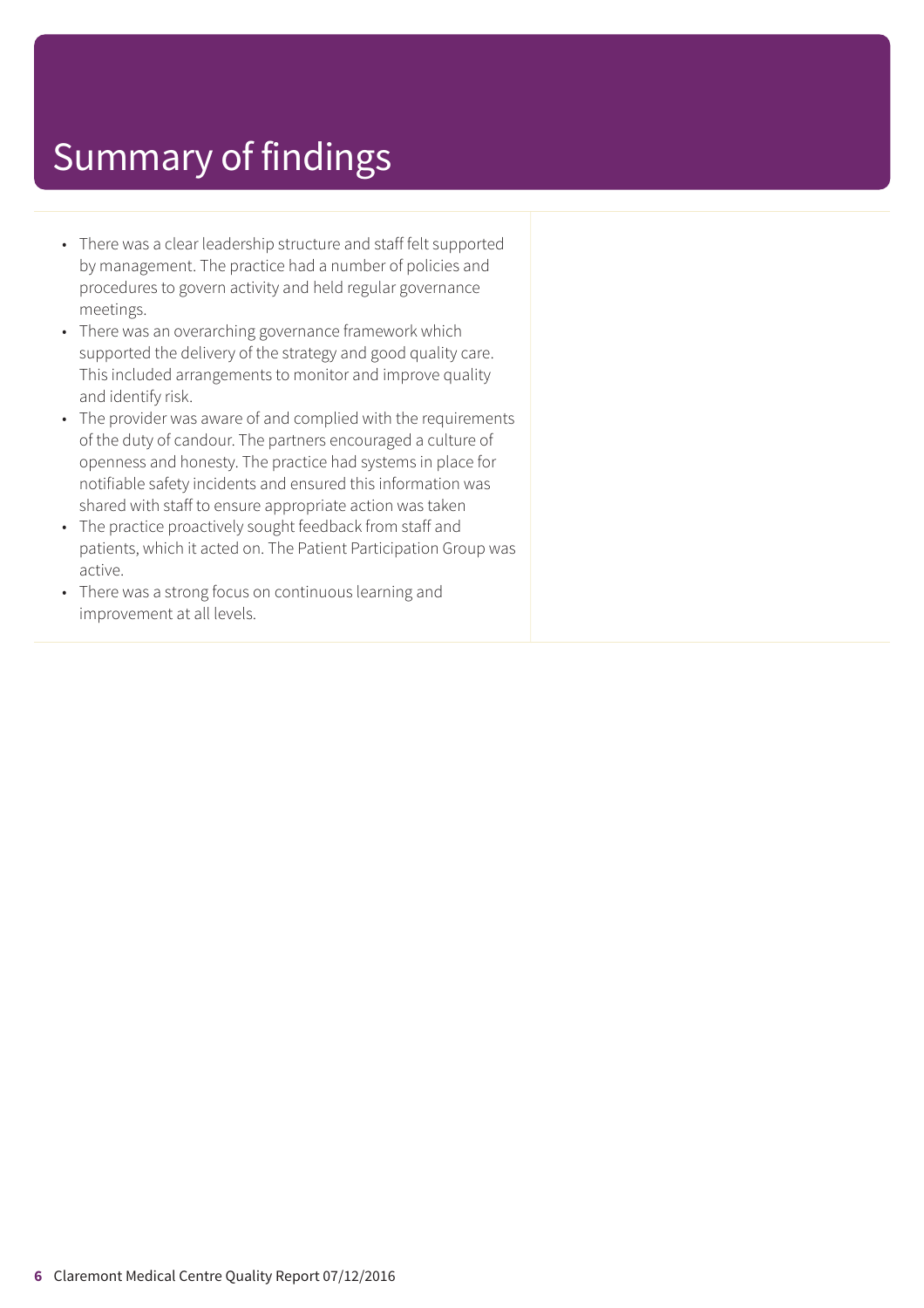# Summary of findings

- There was a clear leadership structure and staff felt supported by management. The practice had a number of policies and procedures to govern activity and held regular governance meetings.
- There was an overarching governance framework which supported the delivery of the strategy and good quality care. This included arrangements to monitor and improve quality and identify risk.
- The provider was aware of and complied with the requirements of the duty of candour. The partners encouraged a culture of openness and honesty. The practice had systems in place for notifiable safety incidents and ensured this information was shared with staff to ensure appropriate action was taken
- The practice proactively sought feedback from staff and patients, which it acted on. The Patient Participation Group was active.
- There was a strong focus on continuous learning and improvement at all levels.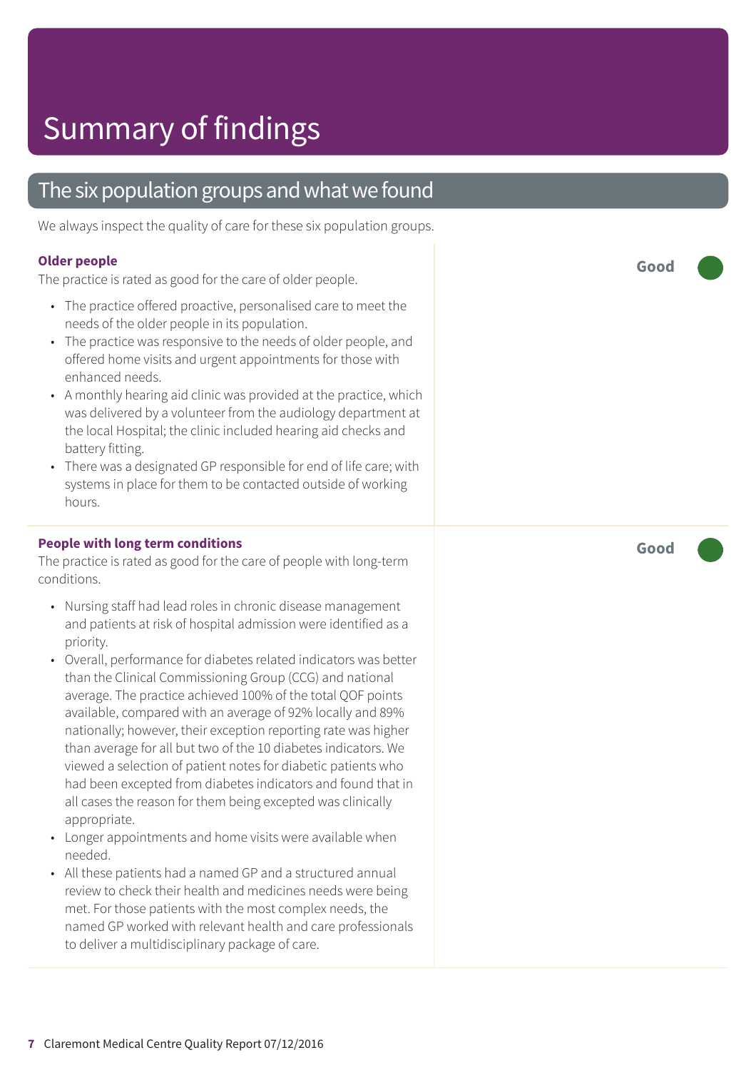# Summary of findings

## The six population groups and what we found

We always inspect the quality of care for these six population groups.

### Older people

**Good**

The practice is rated as good for the care of older people.

- The practice offered proactive, personalised care to meet the needs of the older people in its population.
- The practice was responsive to the needs of older people, and offered home visits and urgent appointments for those with enhanced needs.
- A monthly hearing aid clinic was provided at the practice, which was delivered by a volunteer from the audiology department at the local Hospital; the clinic included hearing aid checks and battery fitting.
- There was a designated GP responsible for end of life care; with systems in place for them to be contacted outside of working hours.

### People with long term conditions

**Good**

The practice is rated as good for the care of people with long-term conditions.

- Nursing staff had lead roles in chronic disease management and patients at risk of hospital admission were identified as a priority.
- Overall, performance for diabetes related indicators was better than the Clinical Commissioning Group (CCG) and national average. The practice achieved 100% of the total QOF points available, compared with an average of 92% locally and 89% nationally; however, their exception reporting rate was higher than average for all but two of the 10 diabetes indicators. We viewed a selection of patient notes for diabetic patients who had been excepted from diabetes indicators and found that in all cases the reason for them being excepted was clinically appropriate.
- Longer appointments and home visits were available when needed.
- All these patients had a named GP and a structured annual review to check their health and medicines needs were being met. For those patients with the most complex needs, the named GP worked with relevant health and care professionals to deliver a multidisciplinary package of care.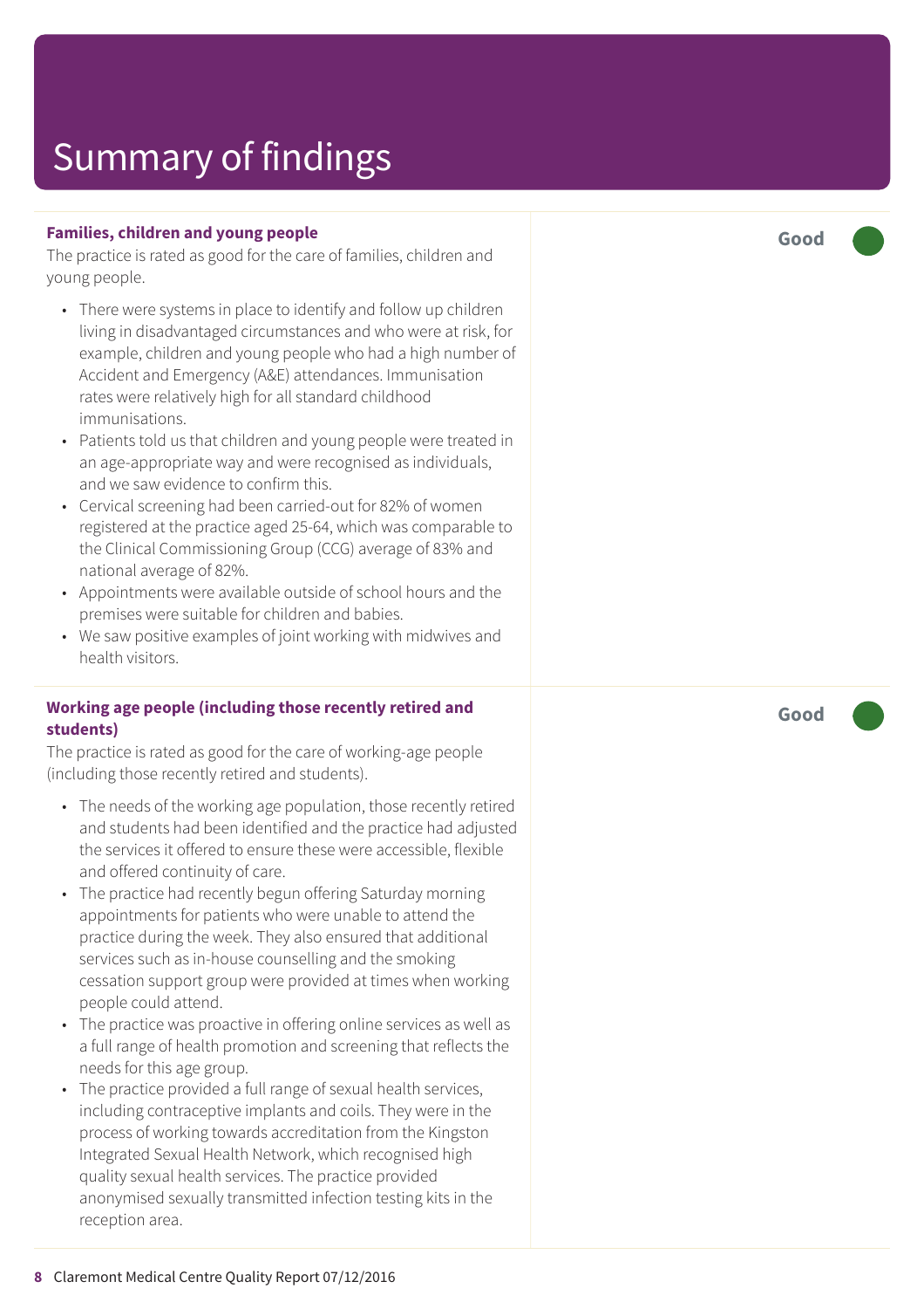# Summary of findings

**Families, children and young people**

**Good**

The practice is rated as good for the care of families, children and young people.

- There were systems in place to identify and follow up children living in disadvantaged circumstances and who were at risk, for example, children and young people who had a high number of Accident and Emergency (A&E) attendances. Immunisation rates were relatively high for all standard childhood immunisations.
- Patients told us that children and young people were treated in an age-appropriate way and were recognised as individuals, and we saw evidence to confirm this.
- Cervical screening had been carried-out for 82% of women registered at the practice aged 25-64, which was comparable to the Clinical Commissioning Group (CCG) average of 83% and national average of 82%.
- Appointments were available outside of school hours and the premises were suitable for children and babies.
- We saw positive examples of joint working with midwives and health visitors.

**Working age people (including those recently retired and students)**

**Good**

The practice is rated as good for the care of working-age people (including those recently retired and students).

- The needs of the working age population, those recently retired and students had been identified and the practice had adjusted the services it offered to ensure these were accessible, flexible and offered continuity of care.
- The practice had recently begun offering Saturday morning appointments for patients who were unable to attend the practice during the week. They also ensured that additional services such as in-house counselling and the smoking cessation support group were provided at times when working people could attend.
- The practice was proactive in offering online services as well as a full range of health promotion and screening that reflects the needs for this age group.
- The practice provided a full range of sexual health services, including contraceptive implants and coils. They were in the process of working towards accreditation from the Kingston Integrated Sexual Health Network, which recognised high quality sexual health services. The practice provided anonymised sexually transmitted infection testing kits in the reception area.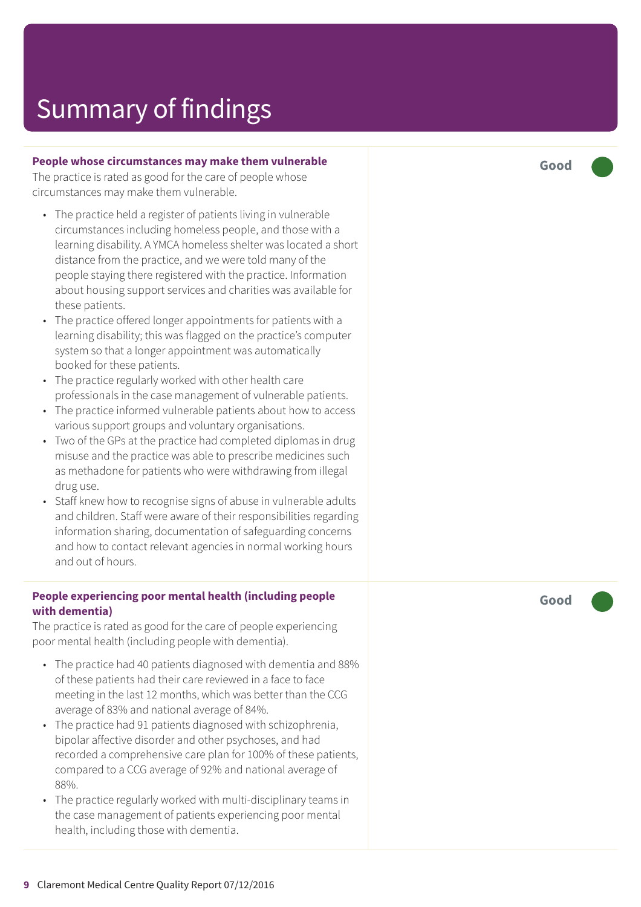# Summary of findings

**People whose circumstances may make them vulnerable**

The practice is rated as good for the care of people whose circumstances may make them vulnerable.

**Good**

- The practice held a register of patients living in vulnerable circumstances including homeless people, and those with a learning disability. A YMCA homeless shelter was located a short distance from the practice, and we were told many of the people staying there registered with the practice. Information about housing support services and charities was available for these patients.
- The practice offered longer appointments for patients with a learning disability; this was flagged on the practice's computer system so that a longer appointment was automatically booked for these patients.
- The practice regularly worked with other health care professionals in the case management of vulnerable patients.
- The practice informed vulnerable patients about how to access various support groups and voluntary organisations.
- Two of the GPs at the practice had completed diplomas in drug misuse and the practice was able to prescribe medicines such as methadone for patients who were withdrawing from illegal drug use.
- Staff knew how to recognise signs of abuse in vulnerable adults and children. Staff were aware of their responsibilities regarding information sharing, documentation of safeguarding concerns and how to contact relevant agencies in normal working hours and out of hours.

**People experiencing poor mental health (including people with dementia)**

The practice is rated as good for the care of people experiencing poor mental health (including people with dementia).

**Good**

- The practice had 40 patients diagnosed with dementia and 88% of these patients had their care reviewed in a face to face meeting in the last 12 months, which was better than the CCG average of 83% and national average of 84%.
- The practice had 91 patients diagnosed with schizophrenia, bipolar affective disorder and other psychoses, and had recorded a comprehensive care plan for 100% of these patients, compared to a CCG average of 92% and national average of 88%.
- The practice regularly worked with multi-disciplinary teams in the case management of patients experiencing poor mental health, including those with dementia.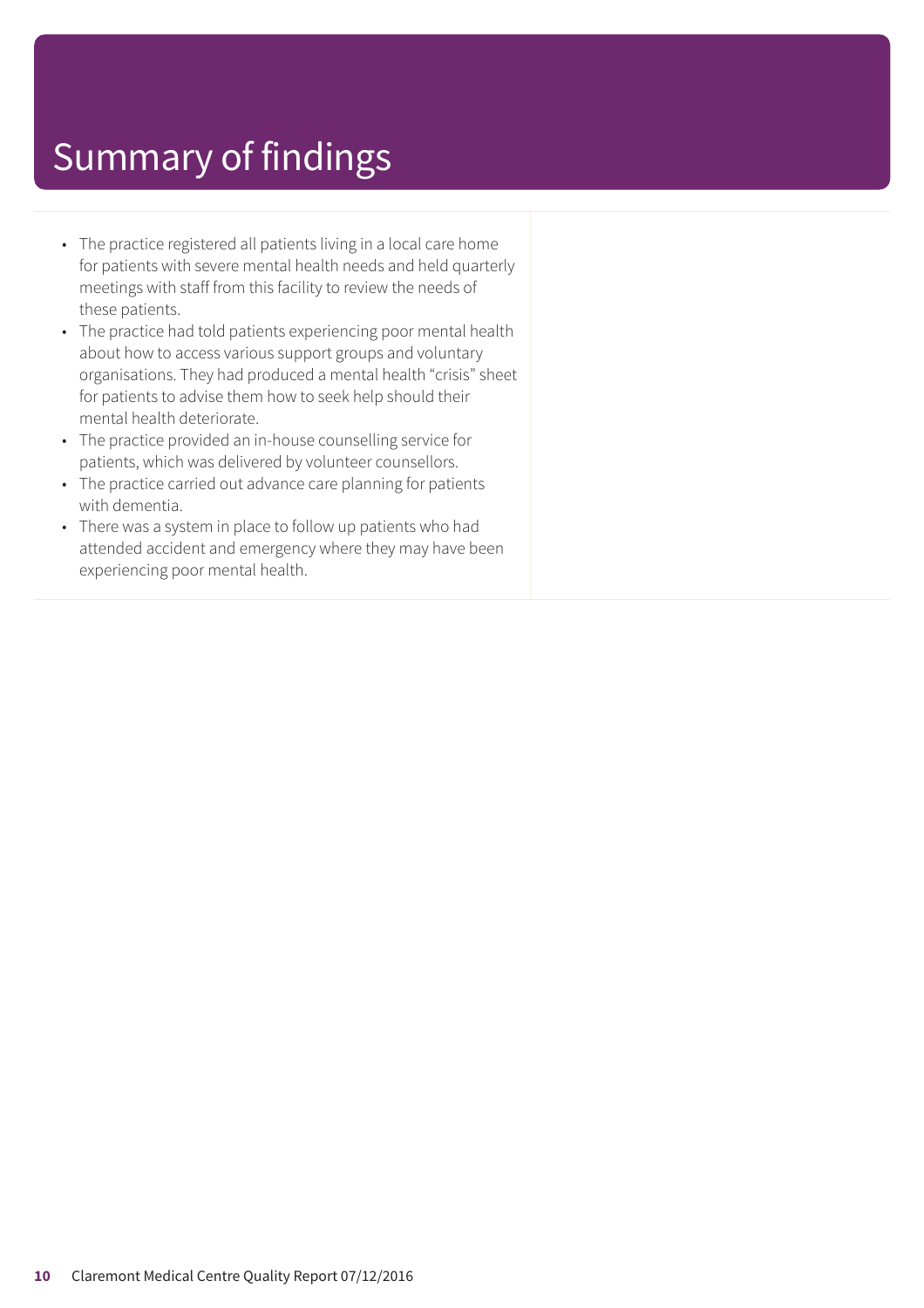# Summary of findings

- The practice registered all patients living in a local care home for patients with severe mental health needs and held quarterly meetings with staff from this facility to review the needs of these patients.
- The practice had told patients experiencing poor mental health about how to access various support groups and voluntary organisations. They had produced a mental health "crisis" sheet for patients to advise them how to seek help should their mental health deteriorate.
- The practice provided an in-house counselling service for patients, which was delivered by volunteer counsellors.
- The practice carried out advance care planning for patients with dementia.
- There was a system in place to follow up patients who had attended accident and emergency where they may have been experiencing poor mental health.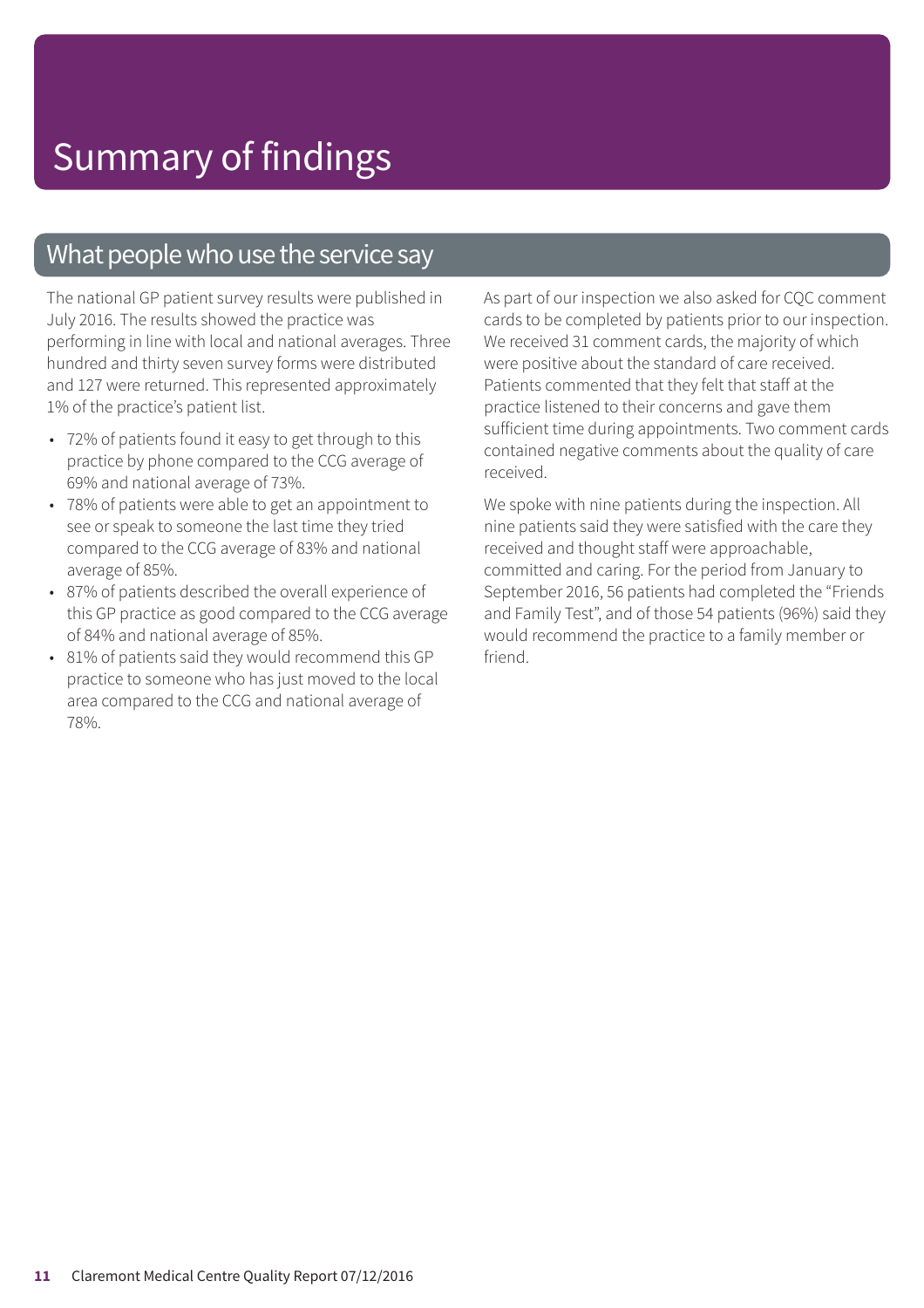# Summary of findings

## What people who use the service say

The national GP patient survey results were published in July 2016. The results showed the practice was performing in line with local and national averages. Three hundred and thirty seven survey forms were distributed and 127 were returned. This represented approximately 1% of the practice's patient list.

- 72% of patients found it easy to get through to this practice by phone compared to the CCG average of 69% and national average of 73%.
- 78% of patients were able to get an appointment to see or speak to someone the last time they tried compared to the CCG average of 83% and national average of 85%.
- 87% of patients described the overall experience of this GP practice as good compared to the CCG average of 84% and national average of 85%.
- 81% of patients said they would recommend this GP practice to someone who has just moved to the local area compared to the CCG and national average of 78%.

As part of our inspection we also asked for CQC comment cards to be completed by patients prior to our inspection. We received 31 comment cards, the majority of which were positive about the standard of care received. Patients commented that they felt that staff at the practice listened to their concerns and gave them sufficient time during appointments. Two comment cards contained negative comments about the quality of care received.

We spoke with nine patients during the inspection. All nine patients said they were satisfied with the care they received and thought staff were approachable, committed and caring. For the period from January to September 2016, 56 patients had completed the "Friends and Family Test", and of those 54 patients (96%) said they would recommend the practice to a family member or friend.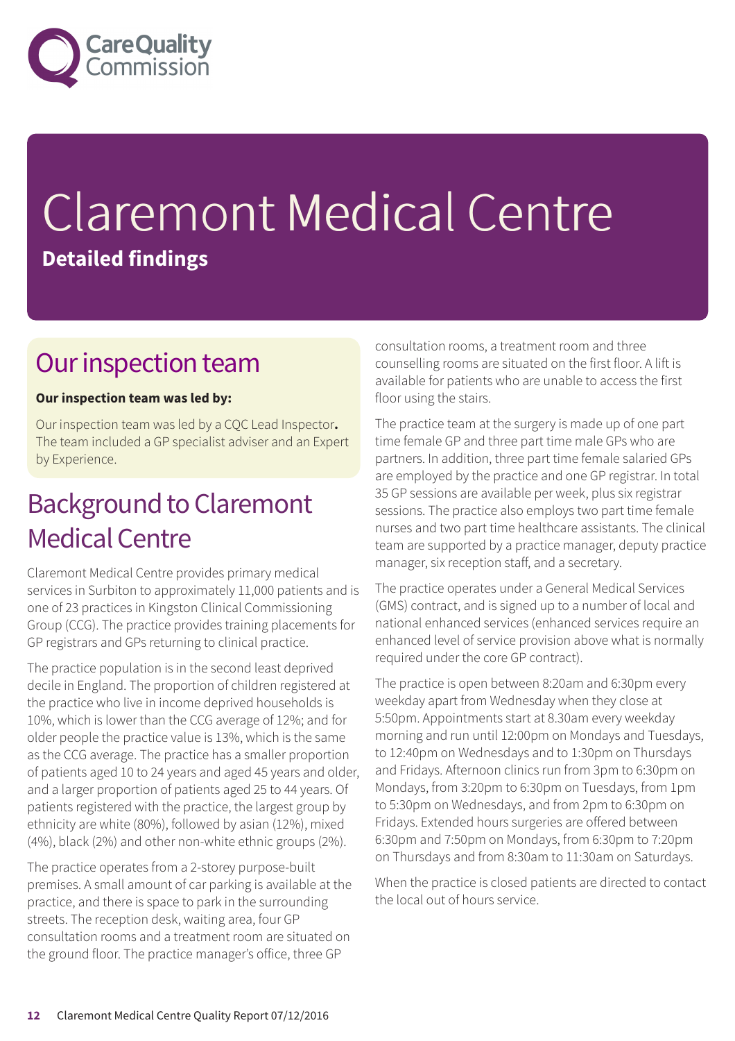# Claremont Medical Centre

**Detailed findings**

## Our inspection team

**Our inspection team was led by:**

Our inspection team was led by a CQC Lead Inspector**.** The team included a GP specialist adviser and an Expert by Experience.

## Background to Claremont Medical Centre

Claremont Medical Centre provides primary medical services in Surbiton to approximately 11,000 patients and is one of 23 practices in Kingston Clinical Commissioning Group (CCG). The practice provides training placements for GP registrars and GPs returning to clinical practice.

The practice population is in the second least deprived decile in England. The proportion of children registered at the practice who live in income deprived households is 10%, which is lower than the CCG average of 12%; and for older people the practice value is 13%, which is the same as the CCG average. The practice has a smaller proportion of patients aged 10 to 24 years and aged 45 years and older, and a larger proportion of patients aged 25 to 44 years. Of patients registered with the practice, the largest group by ethnicity are white (80%), followed by asian (12%), mixed (4%), black (2%) and other non-white ethnic groups (2%).

The practice operates from a 2-storey purpose-built premises. A small amount of car parking is available at the practice, and there is space to park in the surrounding streets. The reception desk, waiting area, four GP consultation rooms and a treatment room are situated on the ground floor. The practice manager's office, three GP consultation rooms, a treatment room and three counselling rooms are situated on the first floor. A lift is available for patients who are unable to access the first floor using the stairs.

The practice team at the surgery is made up of one part time female GP and three part time male GPs who are partners. In addition, three part time female salaried GPs are employed by the practice and one GP registrar. In total 35 GP sessions are available per week, plus six registrar sessions. The practice also employs two part time female nurses and two part time healthcare assistants. The clinical team are supported by a practice manager, deputy practice manager, six reception staff, and a secretary.

The practice operates under a General Medical Services (GMS) contract, and is signed up to a number of local and national enhanced services (enhanced services require an enhanced level of service provision above what is normally required under the core GP contract).

The practice is open between 8:20am and 6:30pm every weekday apart from Wednesday when they close at 5:50pm. Appointments start at 8.30am every weekday morning and run until 12:00pm on Mondays and Tuesdays, to 12:40pm on Wednesdays and to 1:30pm on Thursdays and Fridays. Afternoon clinics run from 3pm to 6:30pm on Mondays, from 3:20pm to 6:30pm on Tuesdays, from 1pm to 5:30pm on Wednesdays, and from 2pm to 6:30pm on Fridays. Extended hours surgeries are offered between 6:30pm and 7:50pm on Mondays, from 6:30pm to 7:20pm on Thursdays and from 8:30am to 11:30am on Saturdays.

When the practice is closed patients are directed to contact the local out of hours service.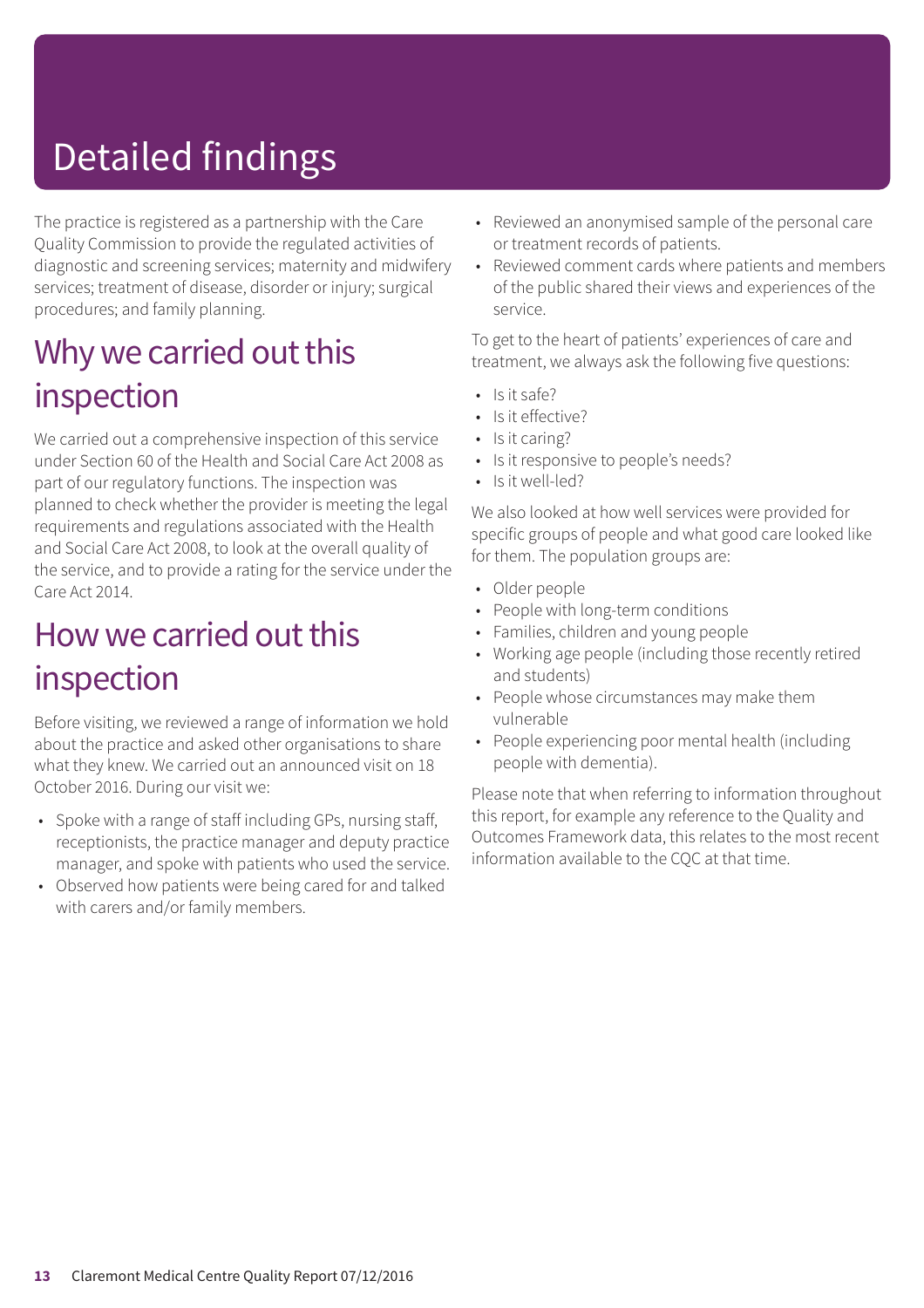# Detailed findings

The practice is registered as a partnership with the Care Quality Commission to provide the regulated activities of diagnostic and screening services; maternity and midwifery services; treatment of disease, disorder or injury; surgical procedures; and family planning.

## Why we carried out this inspection

We carried out a comprehensive inspection of this service under Section 60 of the Health and Social Care Act 2008 as part of our regulatory functions. The inspection was planned to check whether the provider is meeting the legal requirements and regulations associated with the Health and Social Care Act 2008, to look at the overall quality of the service, and to provide a rating for the service under the Care Act 2014.

## How we carried out this inspection

Before visiting, we reviewed a range of information we hold about the practice and asked other organisations to share what they knew. We carried out an announced visit on 18 October 2016. During our visit we:

- Spoke with a range of staff including GPs, nursing staff, receptionists, the practice manager and deputy practice manager, and spoke with patients who used the service.
- Observed how patients were being cared for and talked with carers and/or family members.
- Reviewed an anonymised sample of the personal care or treatment records of patients.
- Reviewed comment cards where patients and members of the public shared their views and experiences of the service.

To get to the heart of patients' experiences of care and treatment, we always ask the following five questions:

- Is it safe?
- Is it effective?
- Is it caring?
- Is it responsive to people's needs?
- Is it well-led?

We also looked at how well services were provided for specific groups of people and what good care looked like for them. The population groups are:

- Older people
- People with long-term conditions
- Families, children and young people
- Working age people (including those recently retired and students)
- People whose circumstances may make them vulnerable
- People experiencing poor mental health (including people with dementia).

Please note that when referring to information throughout this report, for example any reference to the Quality and Outcomes Framework data, this relates to the most recent information available to the CQC at that time.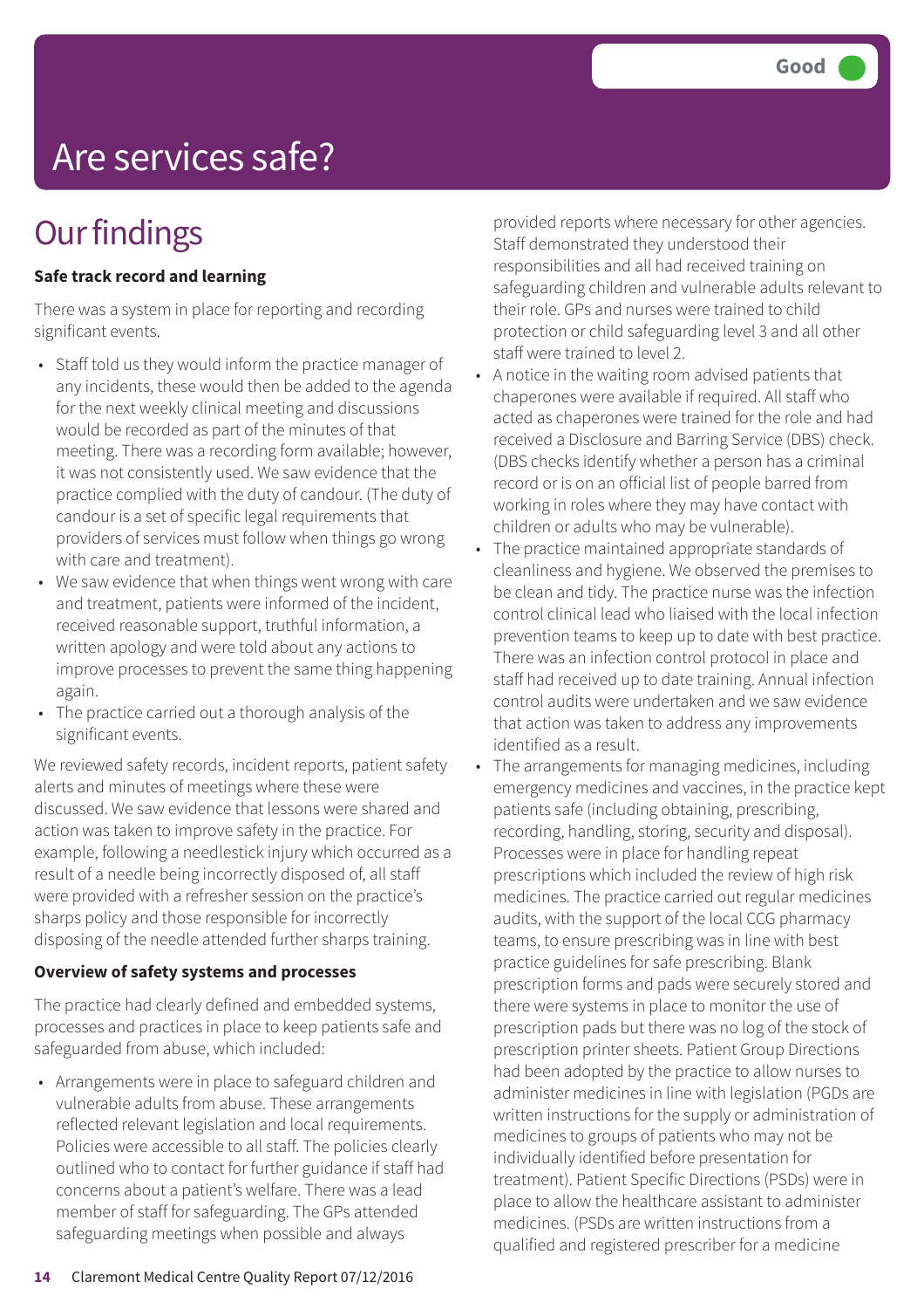Good

# Are services safe?

## Our findings

**Safe track record and learning**

There was a system in place for reporting and recording significant events.

- Staff told us they would inform the practice manager of any incidents, these would then be added to the agenda for the next weekly clinical meeting and discussions would be recorded as part of the minutes of that meeting. There was a recording form available; however, it was not consistently used. We saw evidence that the practice complied with the duty of candour. (The duty of candour is a set of specific legal requirements that providers of services must follow when things go wrong with care and treatment).
- We saw evidence that when things went wrong with care and treatment, patients were informed of the incident, received reasonable support, truthful information, a written apology and were told about any actions to improve processes to prevent the same thing happening again.
- The practice carried out a thorough analysis of the significant events.

We reviewed safety records, incident reports, patient safety alerts and minutes of meetings where these were discussed. We saw evidence that lessons were shared and action was taken to improve safety in the practice. For example, following a needlestick injury which occurred as a result of a needle being incorrectly disposed of, all staff were provided with a refresher session on the practice's sharps policy and those responsible for incorrectly disposing of the needle attended further sharps training.

**Overview of safety systems and processes**

The practice had clearly defined and embedded systems, processes and practices in place to keep patients safe and safeguarded from abuse, which included:

- Arrangements were in place to safeguard children and vulnerable adults from abuse. These arrangements reflected relevant legislation and local requirements. Policies were accessible to all staff. The policies clearly outlined who to contact for further guidance if staff had concerns about a patient's welfare. There was a lead member of staff for safeguarding. The GPs attended safeguarding meetings when possible and always provided reports where necessary for other agencies. Staff demonstrated they understood their responsibilities and all had received training on safeguarding children and vulnerable adults relevant to their role. GPs and nurses were trained to child protection or child safeguarding level 3 and all other staff were trained to level 2.
- A notice in the waiting room advised patients that chaperones were available if required. All staff who acted as chaperones were trained for the role and had received a Disclosure and Barring Service (DBS) check. (DBS checks identify whether a person has a criminal record or is on an official list of people barred from working in roles where they may have contact with children or adults who may be vulnerable).
- The practice maintained appropriate standards of cleanliness and hygiene. We observed the premises to be clean and tidy. The practice nurse was the infection control clinical lead who liaised with the local infection prevention teams to keep up to date with best practice. There was an infection control protocol in place and staff had received up to date training. Annual infection control audits were undertaken and we saw evidence that action was taken to address any improvements identified as a result.
- The arrangements for managing medicines, including emergency medicines and vaccines, in the practice kept patients safe (including obtaining, prescribing, recording, handling, storing, security and disposal). Processes were in place for handling repeat prescriptions which included the review of high risk medicines. The practice carried out regular medicines audits, with the support of the local CCG pharmacy teams, to ensure prescribing was in line with best practice guidelines for safe prescribing. Blank prescription forms and pads were securely stored and there were systems in place to monitor the use of prescription pads but there was no log of the stock of prescription printer sheets. Patient Group Directions had been adopted by the practice to allow nurses to administer medicines in line with legislation (PGDs are written instructions for the supply or administration of medicines to groups of patients who may not be individually identified before presentation for treatment). Patient Specific Directions (PSDs) were in place to allow the healthcare assistant to administer medicines. (PSDs are written instructions from a qualified and registered prescriber for a medicine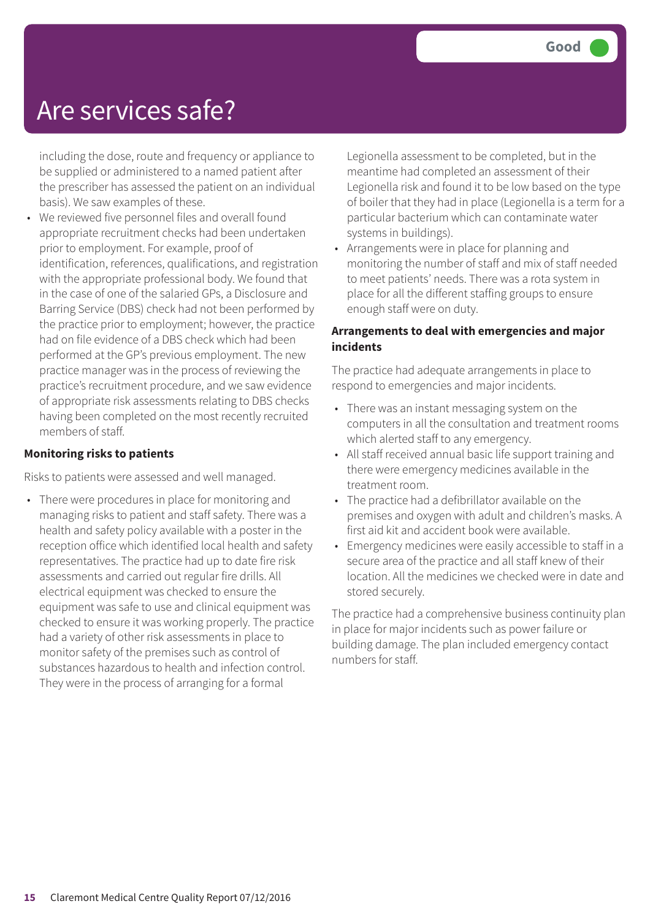# Are services safe?

Good

including the dose, route and frequency or appliance to be supplied or administered to a named patient after the prescriber has assessed the patient on an individual basis). We saw examples of these.

- We reviewed five personnel files and overall found appropriate recruitment checks had been undertaken prior to employment. For example, proof of identification, references, qualifications, and registration with the appropriate professional body. We found that in the case of one of the salaried GPs, a Disclosure and Barring Service (DBS) check had not been performed by the practice prior to employment; however, the practice had on file evidence of a DBS check which had been performed at the GP's previous employment. The new practice manager was in the process of reviewing the practice's recruitment procedure, and we saw evidence of appropriate risk assessments relating to DBS checks having been completed on the most recently recruited members of staff.

**Monitoring risks to patients**

Risks to patients were assessed and well managed.

- There were procedures in place for monitoring and managing risks to patient and staff safety. There was a health and safety policy available with a poster in the reception office which identified local health and safety representatives. The practice had up to date fire risk assessments and carried out regular fire drills. All electrical equipment was checked to ensure the equipment was safe to use and clinical equipment was checked to ensure it was working properly. The practice had a variety of other risk assessments in place to monitor safety of the premises such as control of substances hazardous to health and infection control. They were in the process of arranging for a formal Legionella assessment to be completed, but in the meantime had completed an assessment of their Legionella risk and found it to be low based on the type of boiler that they had in place (Legionella is a term for a particular bacterium which can contaminate water systems in buildings).
- Arrangements were in place for planning and monitoring the number of staff and mix of staff needed to meet patients' needs. There was a rota system in place for all the different staffing groups to ensure enough staff were on duty.

**Arrangements to deal with emergencies and major incidents**

The practice had adequate arrangements in place to respond to emergencies and major incidents.

- There was an instant messaging system on the computers in all the consultation and treatment rooms which alerted staff to any emergency.
- All staff received annual basic life support training and there were emergency medicines available in the treatment room.
- The practice had a defibrillator available on the premises and oxygen with adult and children's masks. A first aid kit and accident book were available.
- Emergency medicines were easily accessible to staff in a secure area of the practice and all staff knew of their location. All the medicines we checked were in date and stored securely.

The practice had a comprehensive business continuity plan in place for major incidents such as power failure or building damage. The plan included emergency contact numbers for staff.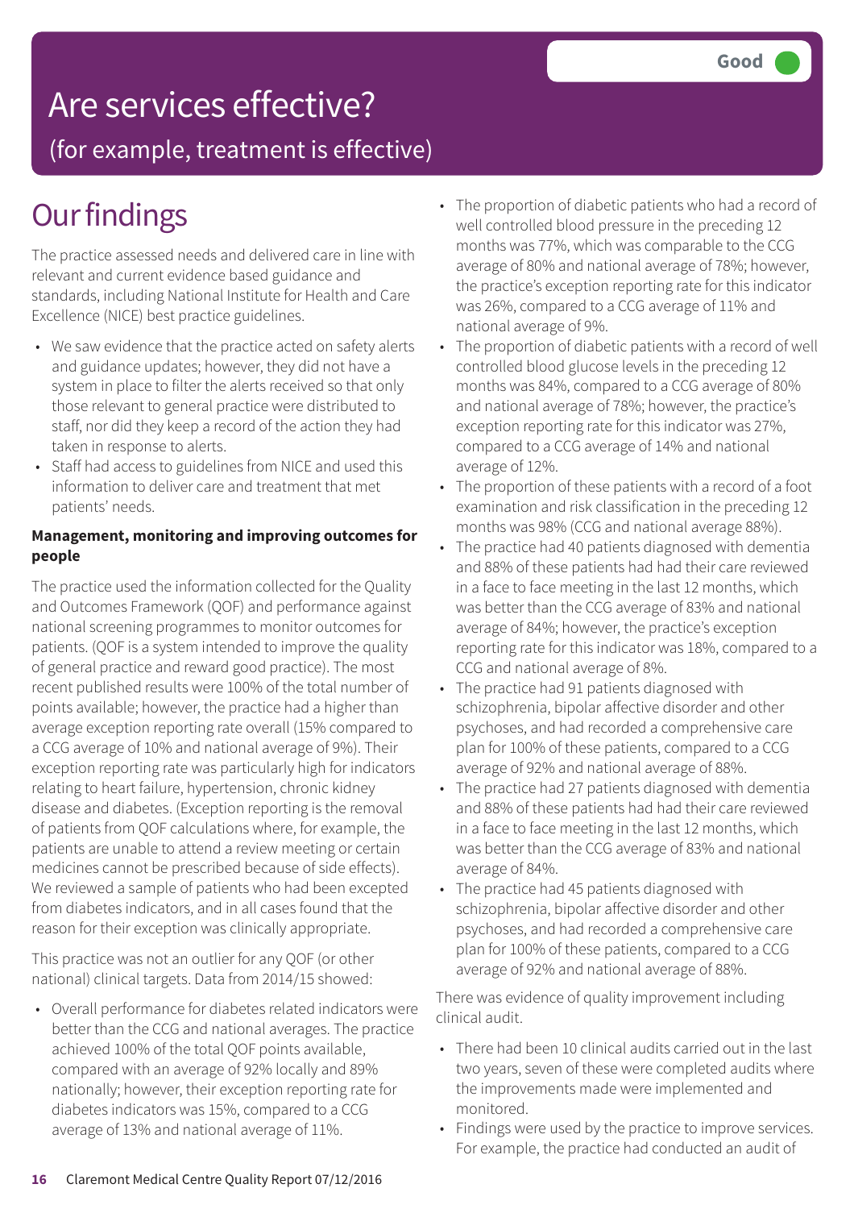# Are services effective?

## (for example, treatment is effective)

**Good**

## Our findings

The practice assessed needs and delivered care in line with relevant and current evidence based guidance and standards, including National Institute for Health and Care Excellence (NICE) best practice guidelines.

- We saw evidence that the practice acted on safety alerts and guidance updates; however, they did not have a system in place to filter the alerts received so that only those relevant to general practice were distributed to staff, nor did they keep a record of the action they had taken in response to alerts.
- Staff had access to guidelines from NICE and used this information to deliver care and treatment that met patients' needs.

**Management, monitoring and improving outcomes for people**

The practice used the information collected for the Quality and Outcomes Framework (QOF) and performance against national screening programmes to monitor outcomes for patients. (QOF is a system intended to improve the quality of general practice and reward good practice). The most recent published results were 100% of the total number of points available; however, the practice had a higher than average exception reporting rate overall (15% compared to a CCG average of 10% and national average of 9%). Their exception reporting rate was particularly high for indicators relating to heart failure, hypertension, chronic kidney disease and diabetes. (Exception reporting is the removal of patients from QOF calculations where, for example, the patients are unable to attend a review meeting or certain medicines cannot be prescribed because of side effects). We reviewed a sample of patients who had been excepted from diabetes indicators, and in all cases found that the reason for their exception was clinically appropriate.

This practice was not an outlier for any QOF (or other national) clinical targets. Data from 2014/15 showed:

- Overall performance for diabetes related indicators were better than the CCG and national averages. The practice achieved 100% of the total QOF points available, compared with an average of 92% locally and 89% nationally; however, their exception reporting rate for diabetes indicators was 15%, compared to a CCG average of 13% and national average of 11%.
- The proportion of diabetic patients who had a record of well controlled blood pressure in the preceding 12 months was 77%, which was comparable to the CCG average of 80% and national average of 78%; however, the practice's exception reporting rate for this indicator was 26%, compared to a CCG average of 11% and national average of 9%.
- The proportion of diabetic patients with a record of well controlled blood glucose levels in the preceding 12 months was 84%, compared to a CCG average of 80% and national average of 78%; however, the practice's exception reporting rate for this indicator was 27%, compared to a CCG average of 14% and national average of 12%.
- The proportion of these patients with a record of a foot examination and risk classification in the preceding 12 months was 98% (CCG and national average 88%).
- The practice had 40 patients diagnosed with dementia and 88% of these patients had had their care reviewed in a face to face meeting in the last 12 months, which was better than the CCG average of 83% and national average of 84%; however, the practice's exception reporting rate for this indicator was 18%, compared to a CCG and national average of 8%.
- The practice had 91 patients diagnosed with schizophrenia, bipolar affective disorder and other psychoses, and had recorded a comprehensive care plan for 100% of these patients, compared to a CCG average of 92% and national average of 88%.
- The practice had 27 patients diagnosed with dementia and 88% of these patients had had their care reviewed in a face to face meeting in the last 12 months, which was better than the CCG average of 83% and national average of 84%.
- The practice had 45 patients diagnosed with schizophrenia, bipolar affective disorder and other psychoses, and had recorded a comprehensive care plan for 100% of these patients, compared to a CCG average of 92% and national average of 88%.

There was evidence of quality improvement including clinical audit.

- There had been 10 clinical audits carried out in the last two years, seven of these were completed audits where the improvements made were implemented and monitored.
- Findings were used by the practice to improve services. For example, the practice had conducted an audit of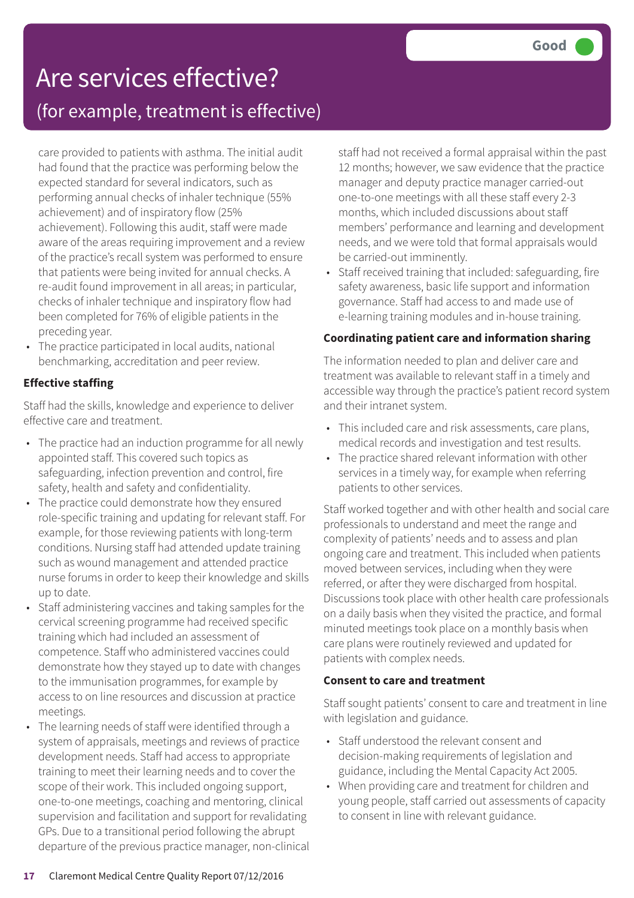# Are services effective?

## (for example, treatment is effective)

**Good**

care provided to patients with asthma. The initial audit had found that the practice was performing below the expected standard for several indicators, such as performing annual checks of inhaler technique (55% achievement) and of inspiratory flow (25% achievement). Following this audit, staff were made aware of the areas requiring improvement and a review of the practice's recall system was performed to ensure that patients were being invited for annual checks. A re-audit found improvement in all areas; in particular, checks of inhaler technique and inspiratory flow had been completed for 76% of eligible patients in the preceding year.

- The practice participated in local audits, national benchmarking, accreditation and peer review.

### Effective staffing

Staff had the skills, knowledge and experience to deliver effective care and treatment.

- The practice had an induction programme for all newly appointed staff. This covered such topics as safeguarding, infection prevention and control, fire safety, health and safety and confidentiality.
- The practice could demonstrate how they ensured role-specific training and updating for relevant staff. For example, for those reviewing patients with long-term conditions. Nursing staff had attended update training such as wound management and attended practice nurse forums in order to keep their knowledge and skills up to date.
- Staff administering vaccines and taking samples for the cervical screening programme had received specific training which had included an assessment of competence. Staff who administered vaccines could demonstrate how they stayed up to date with changes to the immunisation programmes, for example by access to on line resources and discussion at practice meetings.
- The learning needs of staff were identified through a system of appraisals, meetings and reviews of practice development needs. Staff had access to appropriate training to meet their learning needs and to cover the scope of their work. This included ongoing support, one-to-one meetings, coaching and mentoring, clinical supervision and facilitation and support for revalidating GPs. Due to a transitional period following the abrupt departure of the previous practice manager, non-clinical staff had not received a formal appraisal within the past 12 months; however, we saw evidence that the practice manager and deputy practice manager carried-out one-to-one meetings with all these staff every 2-3 months, which included discussions about staff members' performance and learning and development needs, and we were told that formal appraisals would be carried-out imminently.
- Staff received training that included: safeguarding, fire safety awareness, basic life support and information governance. Staff had access to and made use of e-learning training modules and in-house training.

### Coordinating patient care and information sharing

The information needed to plan and deliver care and treatment was available to relevant staff in a timely and accessible way through the practice's patient record system and their intranet system.

- This included care and risk assessments, care plans, medical records and investigation and test results.
- The practice shared relevant information with other services in a timely way, for example when referring patients to other services.

Staff worked together and with other health and social care professionals to understand and meet the range and complexity of patients' needs and to assess and plan ongoing care and treatment. This included when patients moved between services, including when they were referred, or after they were discharged from hospital. Discussions took place with other health care professionals on a daily basis when they visited the practice, and formal minuted meetings took place on a monthly basis when care plans were routinely reviewed and updated for patients with complex needs.

### Consent to care and treatment

Staff sought patients' consent to care and treatment in line with legislation and guidance.

- Staff understood the relevant consent and decision-making requirements of legislation and guidance, including the Mental Capacity Act 2005.
- When providing care and treatment for children and young people, staff carried out assessments of capacity to consent in line with relevant guidance.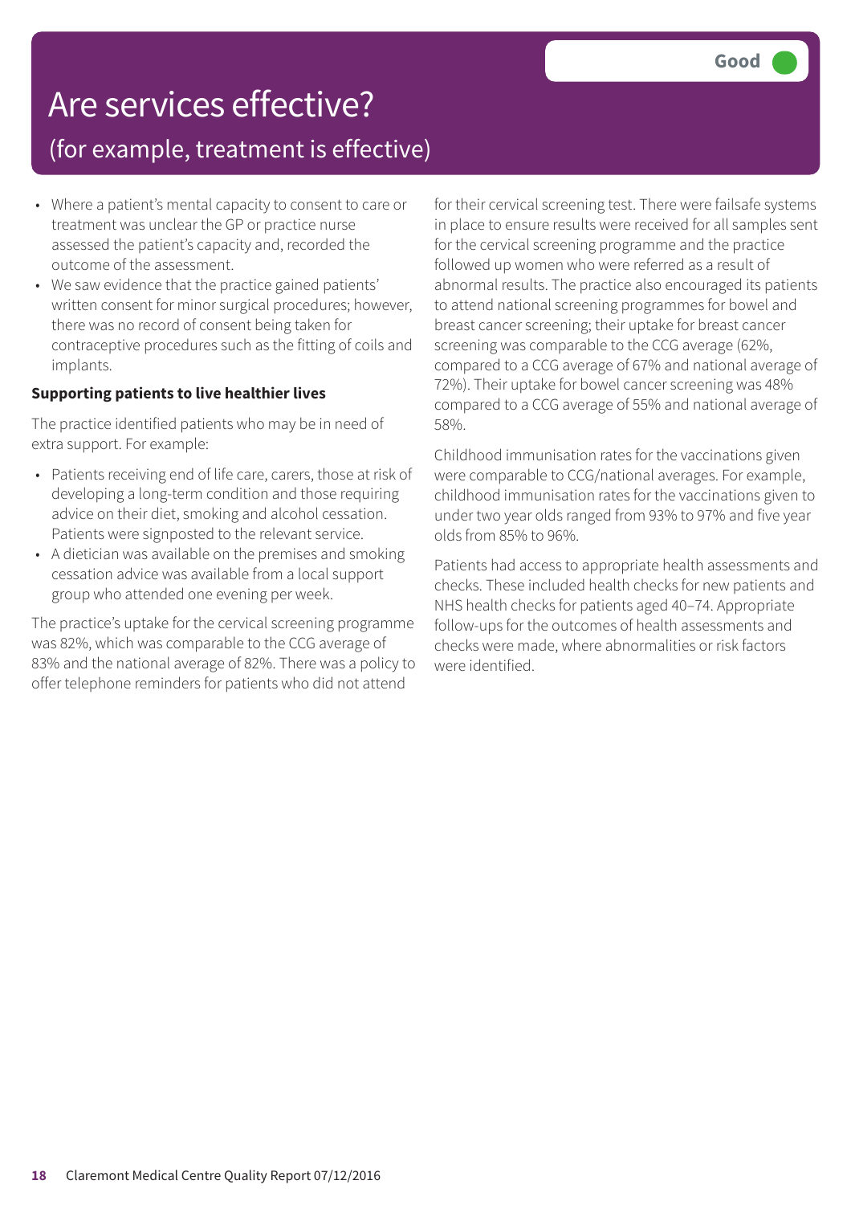# Are services effective?

## (for example, treatment is effective)

**Good**

- Where a patient's mental capacity to consent to care or treatment was unclear the GP or practice nurse assessed the patient's capacity and, recorded the outcome of the assessment.
- We saw evidence that the practice gained patients' written consent for minor surgical procedures; however, there was no record of consent being taken for contraceptive procedures such as the fitting of coils and implants.

**Supporting patients to live healthier lives**

The practice identified patients who may be in need of extra support. For example:

- Patients receiving end of life care, carers, those at risk of developing a long-term condition and those requiring advice on their diet, smoking and alcohol cessation. Patients were signposted to the relevant service.
- A dietician was available on the premises and smoking cessation advice was available from a local support group who attended one evening per week.

The practice's uptake for the cervical screening programme was 82%, which was comparable to the CCG average of 83% and the national average of 82%. There was a policy to offer telephone reminders for patients who did not attend for their cervical screening test. There were failsafe systems in place to ensure results were received for all samples sent for the cervical screening programme and the practice followed up women who were referred as a result of abnormal results. The practice also encouraged its patients to attend national screening programmes for bowel and breast cancer screening; their uptake for breast cancer screening was comparable to the CCG average (62%, compared to a CCG average of 67% and national average of 72%). Their uptake for bowel cancer screening was 48% compared to a CCG average of 55% and national average of 58%.

Childhood immunisation rates for the vaccinations given were comparable to CCG/national averages. For example, childhood immunisation rates for the vaccinations given to under two year olds ranged from 93% to 97% and five year olds from 85% to 96%.

Patients had access to appropriate health assessments and checks. These included health checks for new patients and NHS health checks for patients aged 40–74. Appropriate follow-ups for the outcomes of health assessments and checks were made, where abnormalities or risk factors were identified.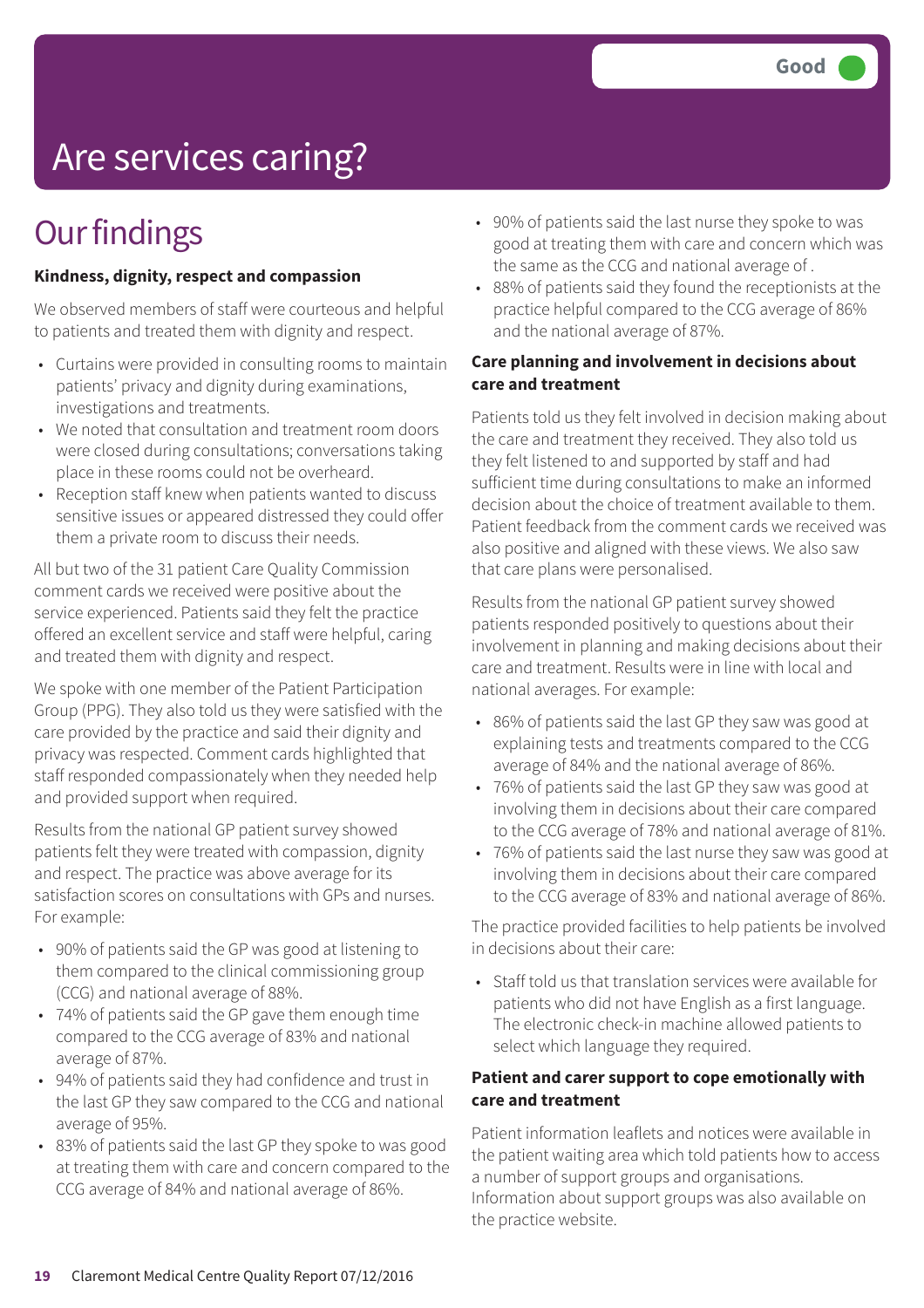# Are services caring?

Good

## Our findings

**Kindness, dignity, respect and compassion**

We observed members of staff were courteous and helpful to patients and treated them with dignity and respect.

- Curtains were provided in consulting rooms to maintain patients' privacy and dignity during examinations, investigations and treatments.
- We noted that consultation and treatment room doors were closed during consultations; conversations taking place in these rooms could not be overheard.
- Reception staff knew when patients wanted to discuss sensitive issues or appeared distressed they could offer them a private room to discuss their needs.

All but two of the 31 patient Care Quality Commission comment cards we received were positive about the service experienced. Patients said they felt the practice offered an excellent service and staff were helpful, caring and treated them with dignity and respect.

We spoke with one member of the Patient Participation Group (PPG). They also told us they were satisfied with the care provided by the practice and said their dignity and privacy was respected. Comment cards highlighted that staff responded compassionately when they needed help and provided support when required.

Results from the national GP patient survey showed patients felt they were treated with compassion, dignity and respect. The practice was above average for its satisfaction scores on consultations with GPs and nurses. For example:

- 90% of patients said the GP was good at listening to them compared to the clinical commissioning group (CCG) and national average of 88%.
- 74% of patients said the GP gave them enough time compared to the CCG average of 83% and national average of 87%.
- 94% of patients said they had confidence and trust in the last GP they saw compared to the CCG and national average of 95%.
- 83% of patients said the last GP they spoke to was good at treating them with care and concern compared to the CCG average of 84% and national average of 86%.
- 90% of patients said the last nurse they spoke to was good at treating them with care and concern which was the same as the CCG and national average of .
- 88% of patients said they found the receptionists at the practice helpful compared to the CCG average of 86% and the national average of 87%.

**Care planning and involvement in decisions about care and treatment**

Patients told us they felt involved in decision making about the care and treatment they received. They also told us they felt listened to and supported by staff and had sufficient time during consultations to make an informed decision about the choice of treatment available to them. Patient feedback from the comment cards we received was also positive and aligned with these views. We also saw that care plans were personalised.

Results from the national GP patient survey showed patients responded positively to questions about their involvement in planning and making decisions about their care and treatment. Results were in line with local and national averages. For example:

- 86% of patients said the last GP they saw was good at explaining tests and treatments compared to the CCG average of 84% and the national average of 86%.
- 76% of patients said the last GP they saw was good at involving them in decisions about their care compared to the CCG average of 78% and national average of 81%.
- 76% of patients said the last nurse they saw was good at involving them in decisions about their care compared to the CCG average of 83% and national average of 86%.

The practice provided facilities to help patients be involved in decisions about their care:

- Staff told us that translation services were available for patients who did not have English as a first language. The electronic check-in machine allowed patients to select which language they required.

**Patient and carer support to cope emotionally with care and treatment**

Patient information leaflets and notices were available in the patient waiting area which told patients how to access a number of support groups and organisations. Information about support groups was also available on the practice website.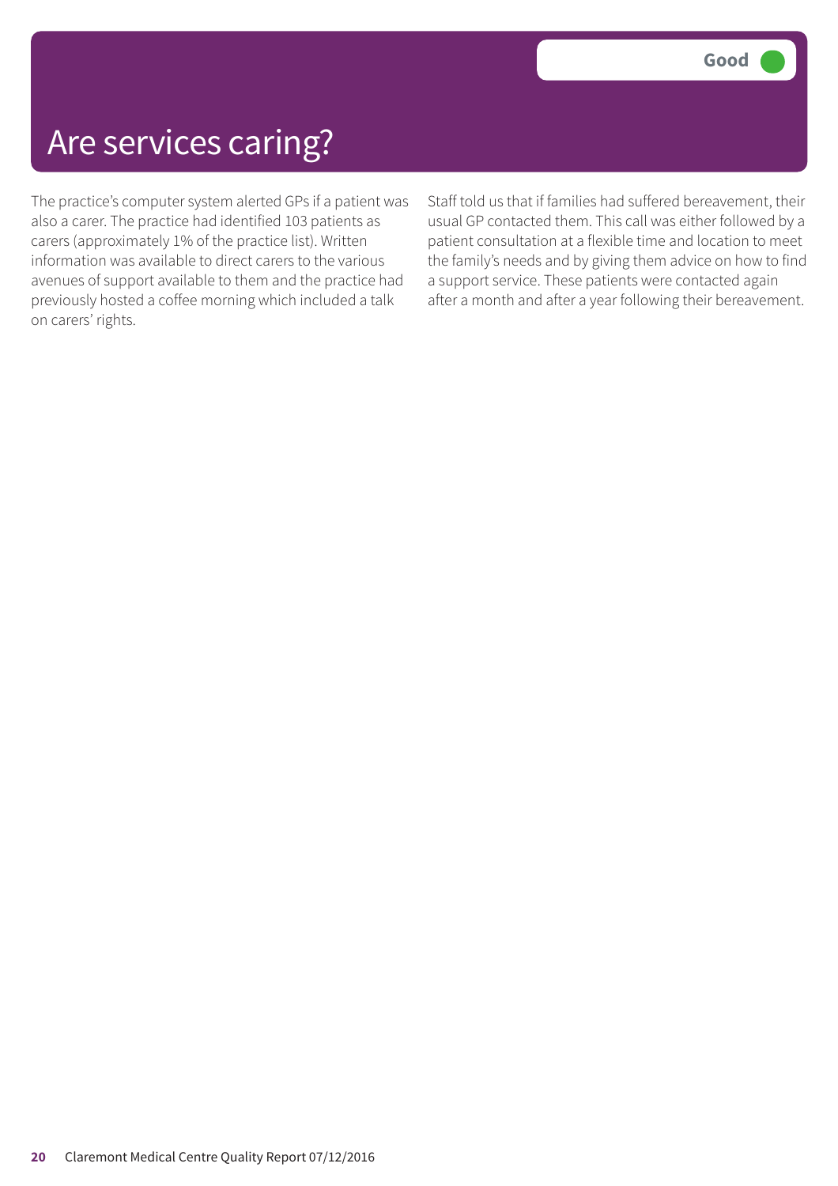# Are services caring?

**Good**

The practice's computer system alerted GPs if a patient was also a carer. The practice had identified 103 patients as carers (approximately 1% of the practice list). Written information was available to direct carers to the various avenues of support available to them and the practice had previously hosted a coffee morning which included a talk on carers' rights.

Staff told us that if families had suffered bereavement, their usual GP contacted them. This call was either followed by a patient consultation at a flexible time and location to meet the family's needs and by giving them advice on how to find a support service. These patients were contacted again after a month and after a year following their bereavement.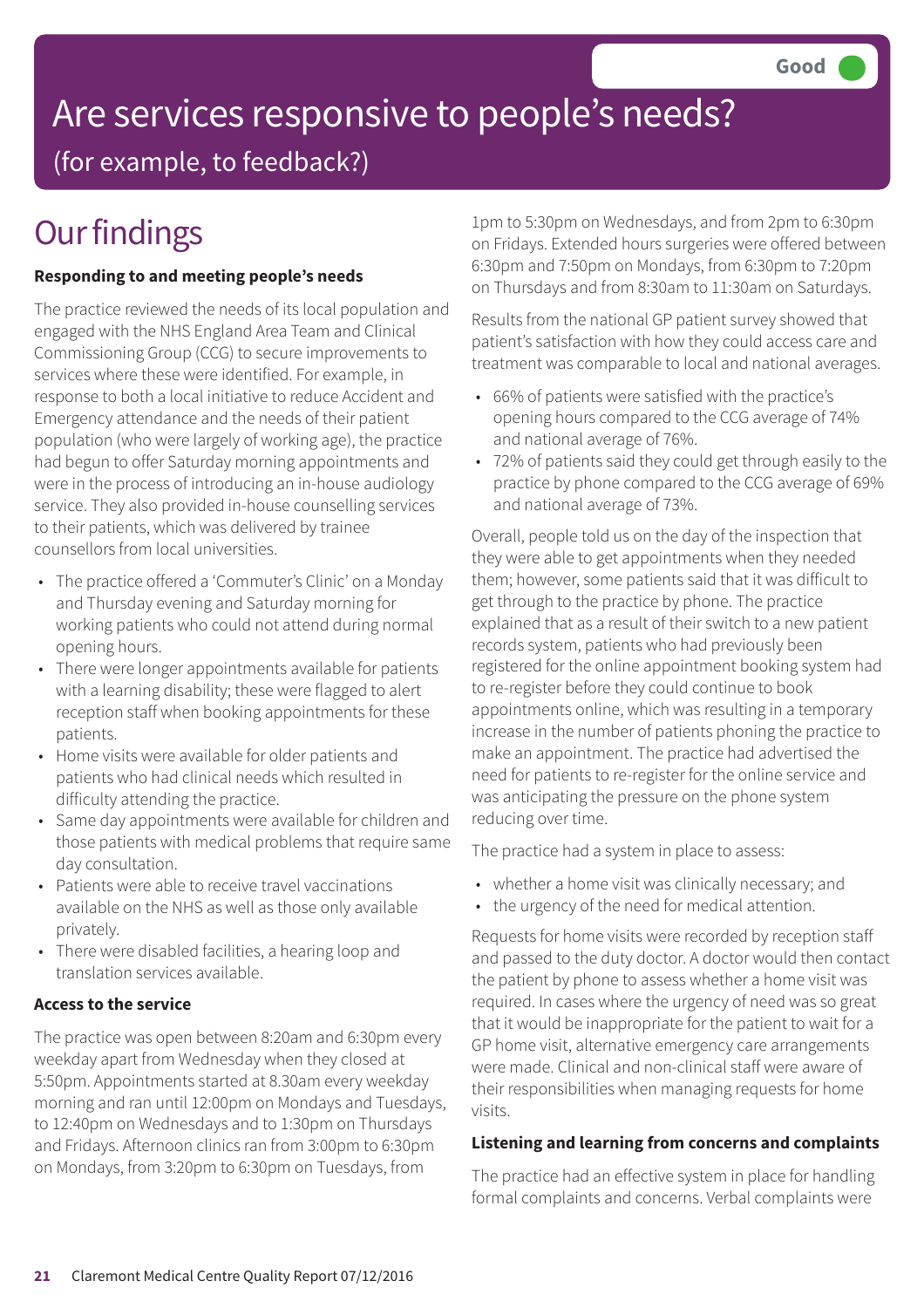Good

# Are services responsive to people's needs?

(for example, to feedback?)

## Our findings

**Responding to and meeting people's needs**

The practice reviewed the needs of its local population and engaged with the NHS England Area Team and Clinical Commissioning Group (CCG) to secure improvements to services where these were identified. For example, in response to both a local initiative to reduce Accident and Emergency attendance and the needs of their patient population (who were largely of working age), the practice had begun to offer Saturday morning appointments and were in the process of introducing an in-house audiology service. They also provided in-house counselling services to their patients, which was delivered by trainee counsellors from local universities.

- The practice offered a 'Commuter's Clinic' on a Monday and Thursday evening and Saturday morning for working patients who could not attend during normal opening hours.
- There were longer appointments available for patients with a learning disability; these were flagged to alert reception staff when booking appointments for these patients.
- Home visits were available for older patients and patients who had clinical needs which resulted in difficulty attending the practice.
- Same day appointments were available for children and those patients with medical problems that require same day consultation.
- Patients were able to receive travel vaccinations available on the NHS as well as those only available privately.
- There were disabled facilities, a hearing loop and translation services available.

**Access to the service**

The practice was open between 8:20am and 6:30pm every weekday apart from Wednesday when they closed at 5:50pm. Appointments started at 8.30am every weekday morning and ran until 12:00pm on Mondays and Tuesdays, to 12:40pm on Wednesdays and to 1:30pm on Thursdays and Fridays. Afternoon clinics ran from 3:00pm to 6:30pm on Mondays, from 3:20pm to 6:30pm on Tuesdays, from 1pm to 5:30pm on Wednesdays, and from 2pm to 6:30pm on Fridays. Extended hours surgeries were offered between 6:30pm and 7:50pm on Mondays, from 6:30pm to 7:20pm on Thursdays and from 8:30am to 11:30am on Saturdays.

Results from the national GP patient survey showed that patient's satisfaction with how they could access care and treatment was comparable to local and national averages.

- 66% of patients were satisfied with the practice's opening hours compared to the CCG average of 74% and national average of 76%.
- 72% of patients said they could get through easily to the practice by phone compared to the CCG average of 69% and national average of 73%.

Overall, people told us on the day of the inspection that they were able to get appointments when they needed them; however, some patients said that it was difficult to get through to the practice by phone. The practice explained that as a result of their switch to a new patient records system, patients who had previously been registered for the online appointment booking system had to re-register before they could continue to book appointments online, which was resulting in a temporary increase in the number of patients phoning the practice to make an appointment. The practice had advertised the need for patients to re-register for the online service and was anticipating the pressure on the phone system reducing over time.

The practice had a system in place to assess:

- whether a home visit was clinically necessary; and
- the urgency of the need for medical attention.

Requests for home visits were recorded by reception staff and passed to the duty doctor. A doctor would then contact the patient by phone to assess whether a home visit was required. In cases where the urgency of need was so great that it would be inappropriate for the patient to wait for a GP home visit, alternative emergency care arrangements were made. Clinical and non-clinical staff were aware of their responsibilities when managing requests for home visits.

**Listening and learning from concerns and complaints**

The practice had an effective system in place for handling formal complaints and concerns. Verbal complaints were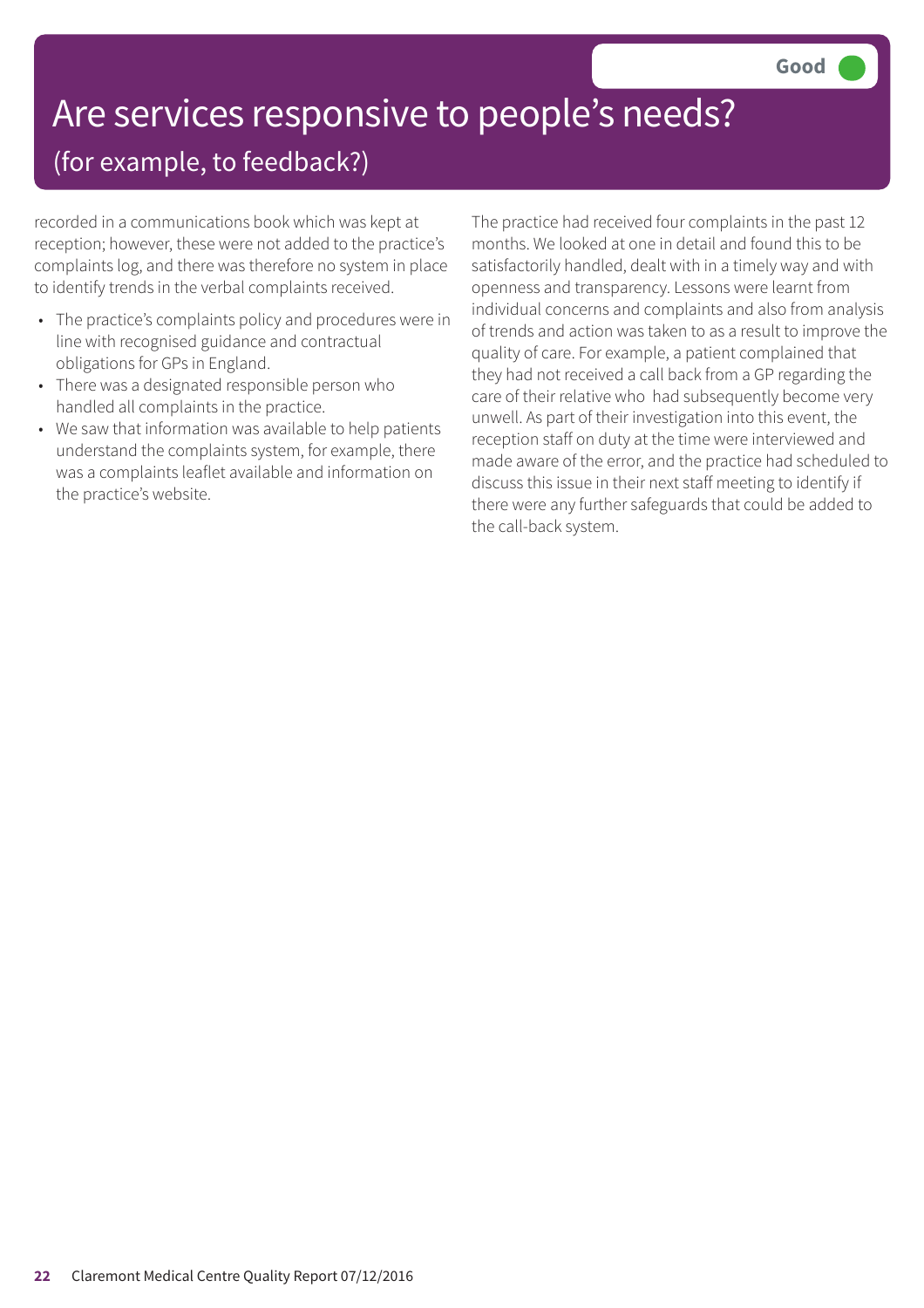# Are services responsive to people's needs?

## (for example, to feedback?)

**Good**

recorded in a communications book which was kept at reception; however, these were not added to the practice's complaints log, and there was therefore no system in place to identify trends in the verbal complaints received.

- The practice's complaints policy and procedures were in line with recognised guidance and contractual obligations for GPs in England.
- There was a designated responsible person who handled all complaints in the practice.
- We saw that information was available to help patients understand the complaints system, for example, there was a complaints leaflet available and information on the practice's website.

The practice had received four complaints in the past 12 months. We looked at one in detail and found this to be satisfactorily handled, dealt with in a timely way and with openness and transparency. Lessons were learnt from individual concerns and complaints and also from analysis of trends and action was taken to as a result to improve the quality of care. For example, a patient complained that they had not received a call back from a GP regarding the care of their relative who had subsequently become very unwell. As part of their investigation into this event, the reception staff on duty at the time were interviewed and made aware of the error, and the practice had scheduled to discuss this issue in their next staff meeting to identify if there were any further safeguards that could be added to the call-back system.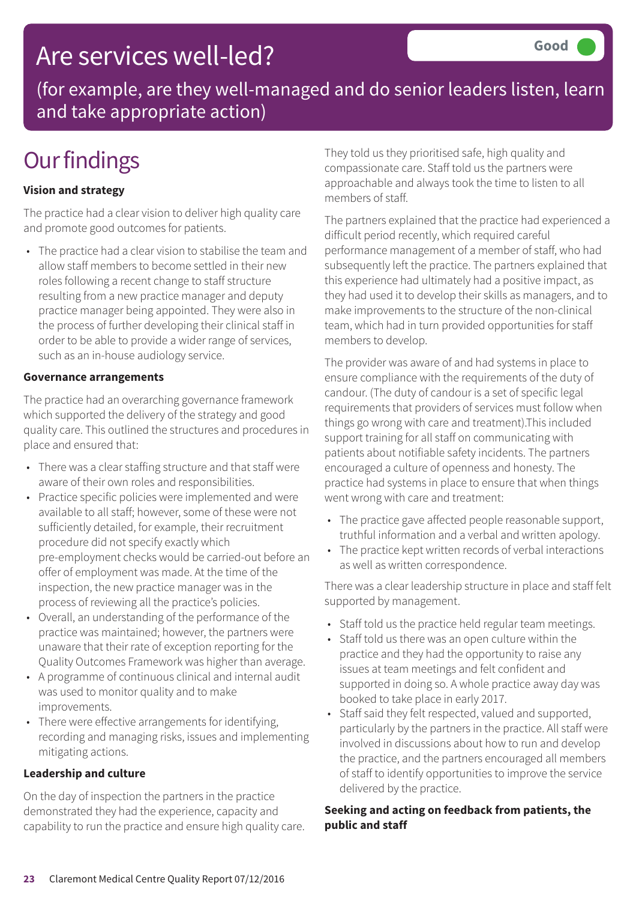# Are services well-led?

Good

(for example, are they well-managed and do senior leaders listen, learn and take appropriate action)

# Our findings

**Vision and strategy**

The practice had a clear vision to deliver high quality care and promote good outcomes for patients.

- The practice had a clear vision to stabilise the team and allow staff members to become settled in their new roles following a recent change to staff structure resulting from a new practice manager and deputy practice manager being appointed. They were also in the process of further developing their clinical staff in order to be able to provide a wider range of services, such as an in-house audiology service.

**Governance arrangements**

The practice had an overarching governance framework which supported the delivery of the strategy and good quality care. This outlined the structures and procedures in place and ensured that:

- There was a clear staffing structure and that staff were aware of their own roles and responsibilities.
- Practice specific policies were implemented and were available to all staff; however, some of these were not sufficiently detailed, for example, their recruitment procedure did not specify exactly which pre-employment checks would be carried-out before an offer of employment was made. At the time of the inspection, the new practice manager was in the process of reviewing all the practice's policies.
- Overall, an understanding of the performance of the practice was maintained; however, the partners were unaware that their rate of exception reporting for the Quality Outcomes Framework was higher than average.
- A programme of continuous clinical and internal audit was used to monitor quality and to make improvements.
- There were effective arrangements for identifying, recording and managing risks, issues and implementing mitigating actions.

**Leadership and culture**

On the day of inspection the partners in the practice demonstrated they had the experience, capacity and capability to run the practice and ensure high quality care. They told us they prioritised safe, high quality and compassionate care. Staff told us the partners were approachable and always took the time to listen to all members of staff.

The partners explained that the practice had experienced a difficult period recently, which required careful performance management of a member of staff, who had subsequently left the practice. The partners explained that this experience had ultimately had a positive impact, as they had used it to develop their skills as managers, and to make improvements to the structure of the non-clinical team, which had in turn provided opportunities for staff members to develop.

The provider was aware of and had systems in place to ensure compliance with the requirements of the duty of candour. (The duty of candour is a set of specific legal requirements that providers of services must follow when things go wrong with care and treatment).This included support training for all staff on communicating with patients about notifiable safety incidents. The partners encouraged a culture of openness and honesty. The practice had systems in place to ensure that when things went wrong with care and treatment:

- The practice gave affected people reasonable support, truthful information and a verbal and written apology.
- The practice kept written records of verbal interactions as well as written correspondence.

There was a clear leadership structure in place and staff felt supported by management.

- Staff told us the practice held regular team meetings.
- Staff told us there was an open culture within the practice and they had the opportunity to raise any issues at team meetings and felt confident and supported in doing so. A whole practice away day was booked to take place in early 2017.
- Staff said they felt respected, valued and supported, particularly by the partners in the practice. All staff were involved in discussions about how to run and develop the practice, and the partners encouraged all members of staff to identify opportunities to improve the service delivered by the practice.

**Seeking and acting on feedback from patients, the public and staff**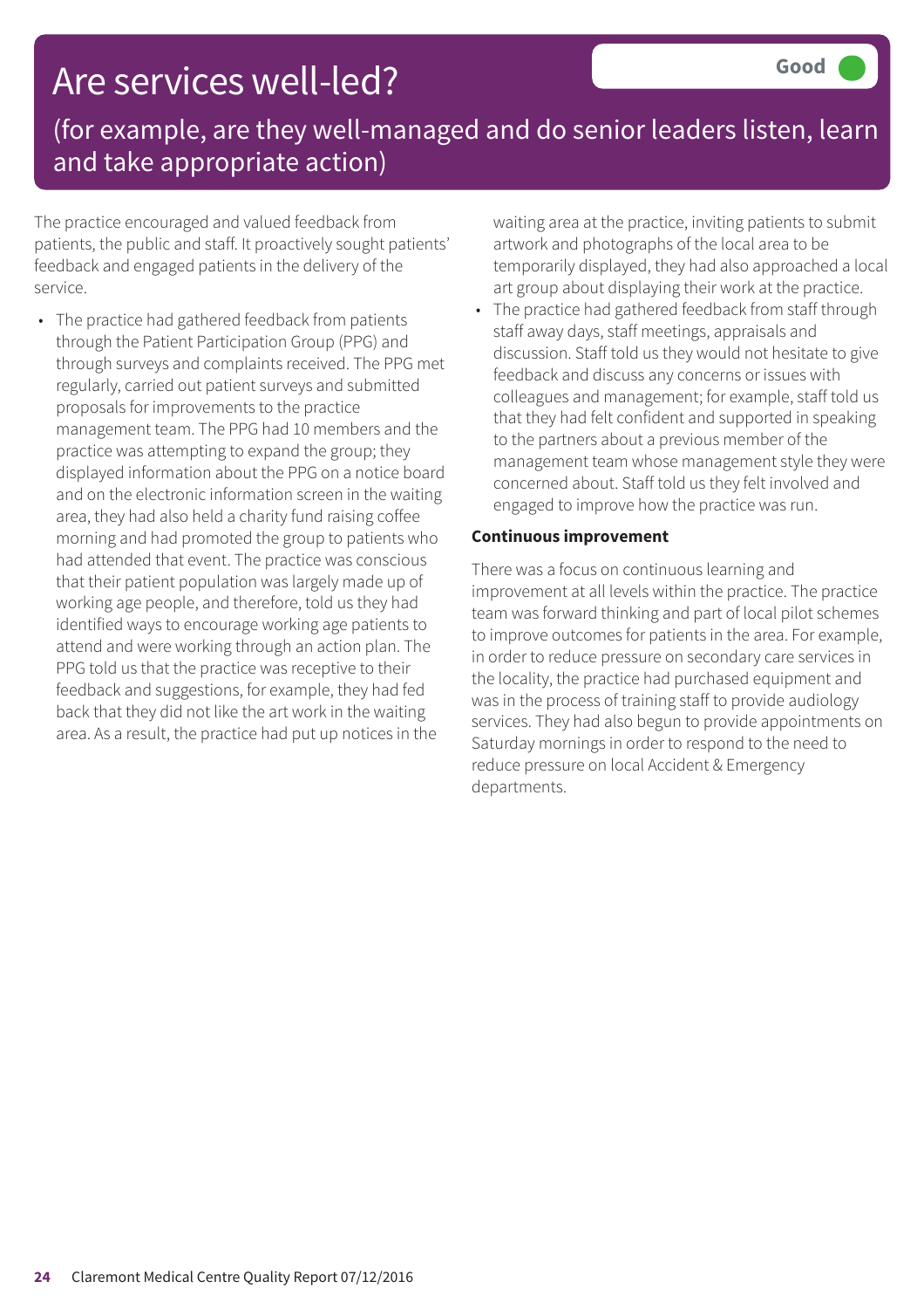# Are services well-led?

Good

## (for example, are they well-managed and do senior leaders listen, learn and take appropriate action)

The practice encouraged and valued feedback from patients, the public and staff. It proactively sought patients' feedback and engaged patients in the delivery of the service.

- The practice had gathered feedback from patients through the Patient Participation Group (PPG) and through surveys and complaints received. The PPG met regularly, carried out patient surveys and submitted proposals for improvements to the practice management team. The PPG had 10 members and the practice was attempting to expand the group; they displayed information about the PPG on a notice board and on the electronic information screen in the waiting area, they had also held a charity fund raising coffee morning and had promoted the group to patients who had attended that event. The practice was conscious that their patient population was largely made up of working age people, and therefore, told us they had identified ways to encourage working age patients to attend and were working through an action plan. The PPG told us that the practice was receptive to their feedback and suggestions, for example, they had fed back that they did not like the art work in the waiting area. As a result, the practice had put up notices in the waiting area at the practice, inviting patients to submit artwork and photographs of the local area to be temporarily displayed, they had also approached a local art group about displaying their work at the practice.
- The practice had gathered feedback from staff through staff away days, staff meetings, appraisals and discussion. Staff told us they would not hesitate to give feedback and discuss any concerns or issues with colleagues and management; for example, staff told us that they had felt confident and supported in speaking to the partners about a previous member of the management team whose management style they were concerned about. Staff told us they felt involved and engaged to improve how the practice was run.

**Continuous improvement**

There was a focus on continuous learning and improvement at all levels within the practice. The practice team was forward thinking and part of local pilot schemes to improve outcomes for patients in the area. For example, in order to reduce pressure on secondary care services in the locality, the practice had purchased equipment and was in the process of training staff to provide audiology services. They had also begun to provide appointments on Saturday mornings in order to respond to the need to reduce pressure on local Accident & Emergency departments.